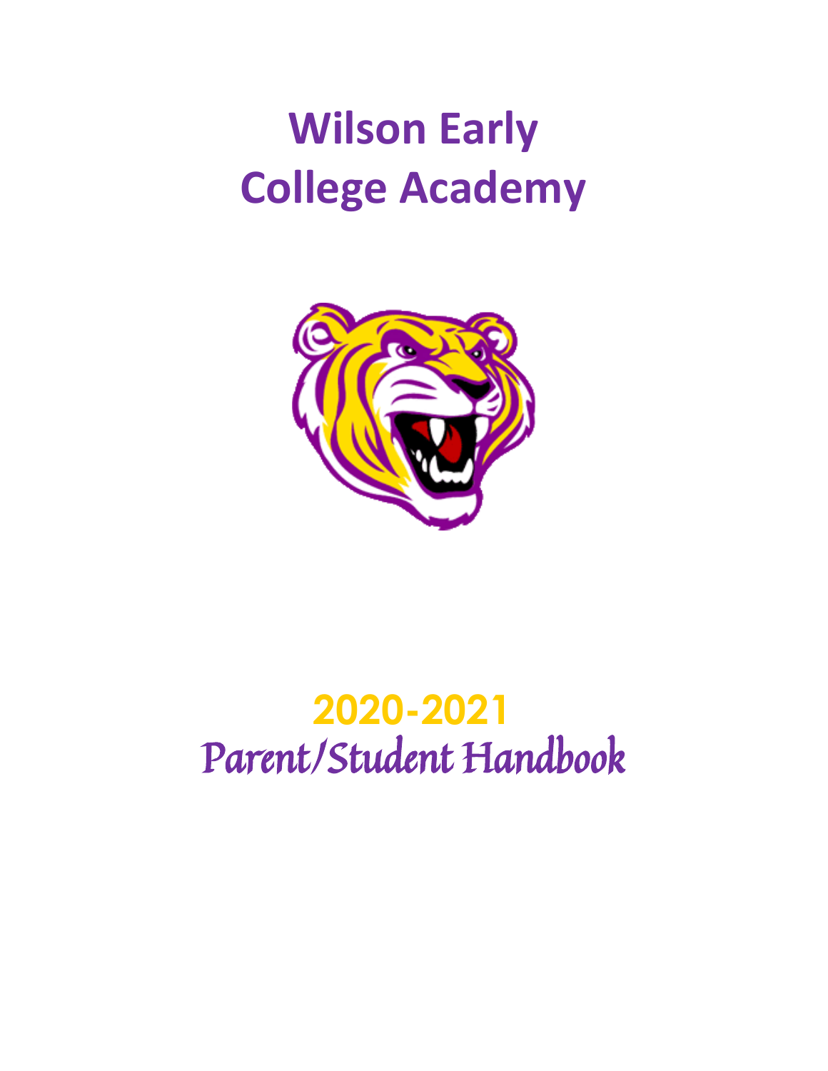# Wilson Early College Academy

## 2020-2021

## Parent/Student Handbook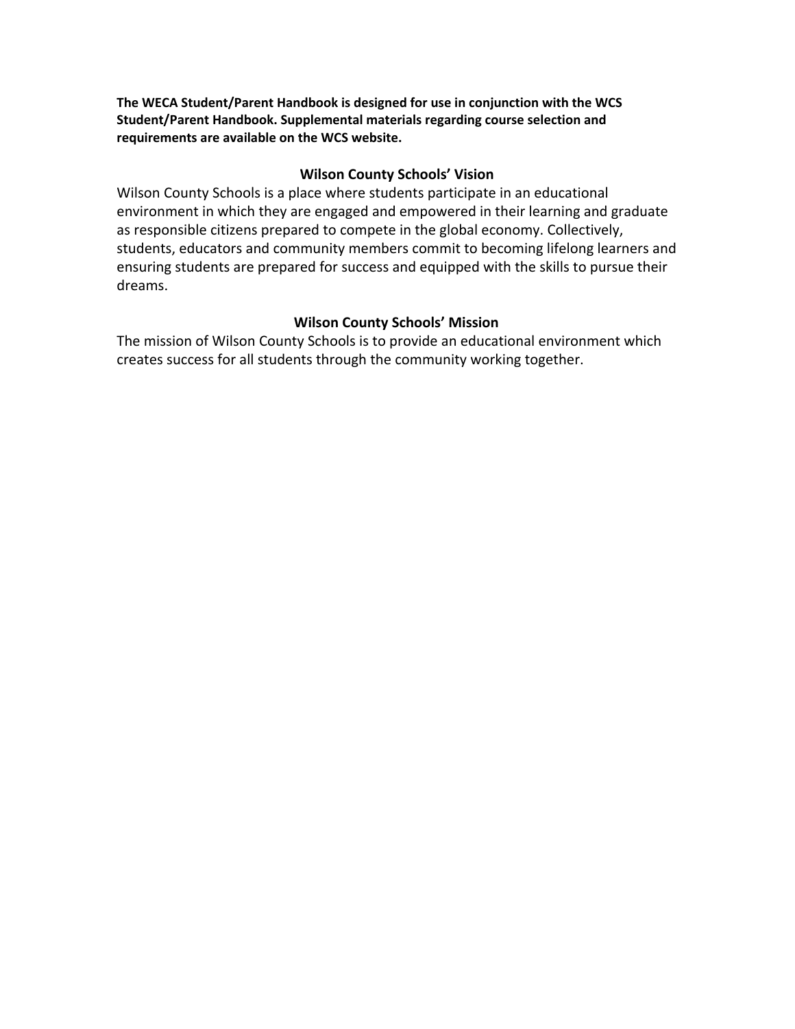**The WECA Student/Parent Handbook is designed for use in conjunction with the WCS Student/Parent Handbook. Supplemental materials regarding course selection and requirements are available on the WCS website.**

## Wilson County Schools' Vision

Wilson County Schools is a place where students participate in an educational environment in which they are engaged and empowered in their learning and graduate as responsible citizens prepared to compete in the global economy. Collectively, students, educators and community members commit to becoming lifelong learners and ensuring students are prepared for success and equipped with the skills to pursue their dreams.

## Wilson County Schools' Mission

The mission of Wilson County Schools is to provide an educational environment which creates success for all students through the community working together.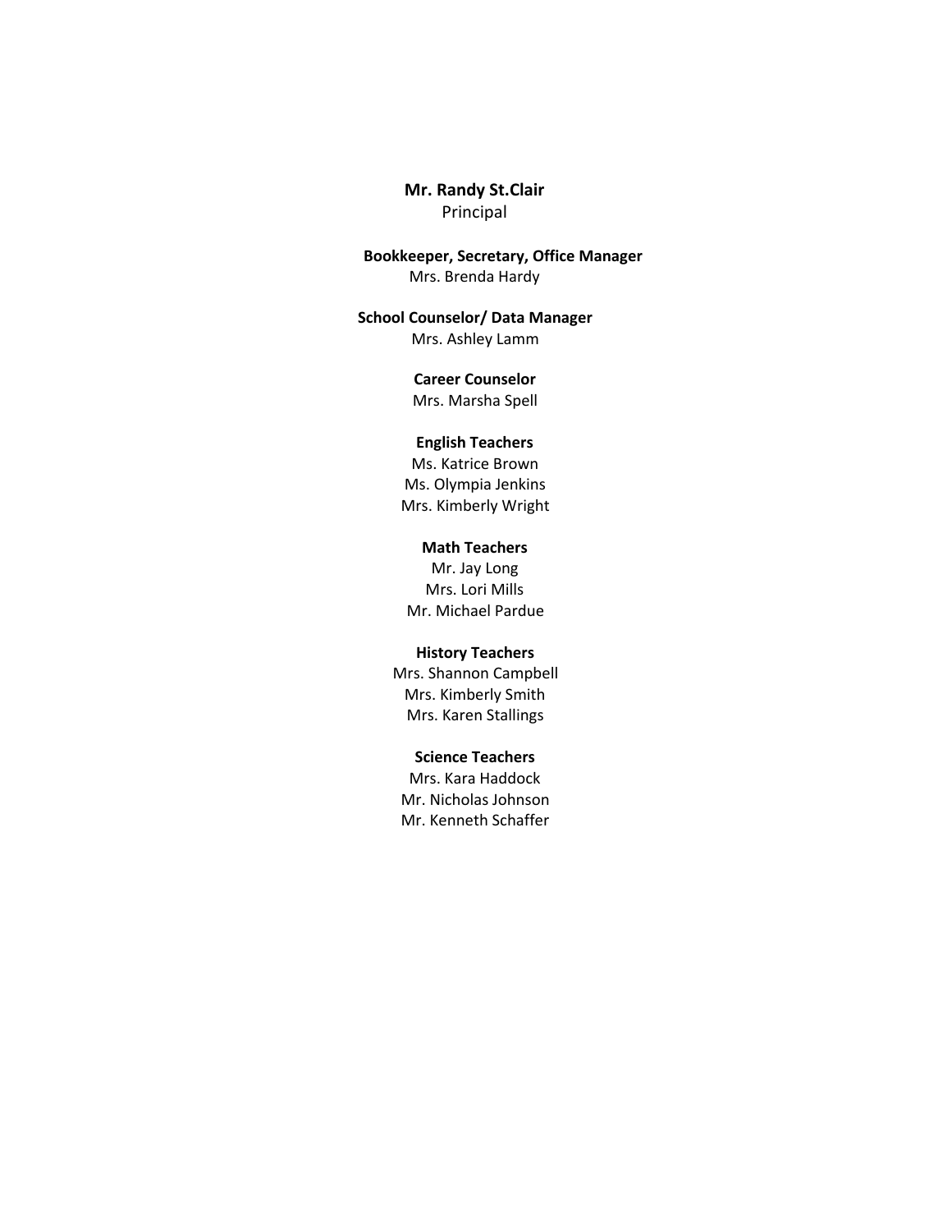**Mr. Randy St.Clair**
Principal

**Bookkeeper, Secretary, Office Manager**
Mrs. Brenda Hardy

**School Counselor/ Data Manager**
Mrs. Ashley Lamm

**Career Counselor**
Mrs. Marsha Spell

**English Teachers**
Ms. Katrice Brown
Ms. Olympia Jenkins
Mrs. Kimberly Wright

**Math Teachers**
Mr. Jay Long
Mrs. Lori Mills
Mr. Michael Pardue

**History Teachers**
Mrs. Shannon Campbell
Mrs. Kimberly Smith
Mrs. Karen Stallings

**Science Teachers**
Mrs. Kara Haddock
Mr. Nicholas Johnson
Mr. Kenneth Schaffer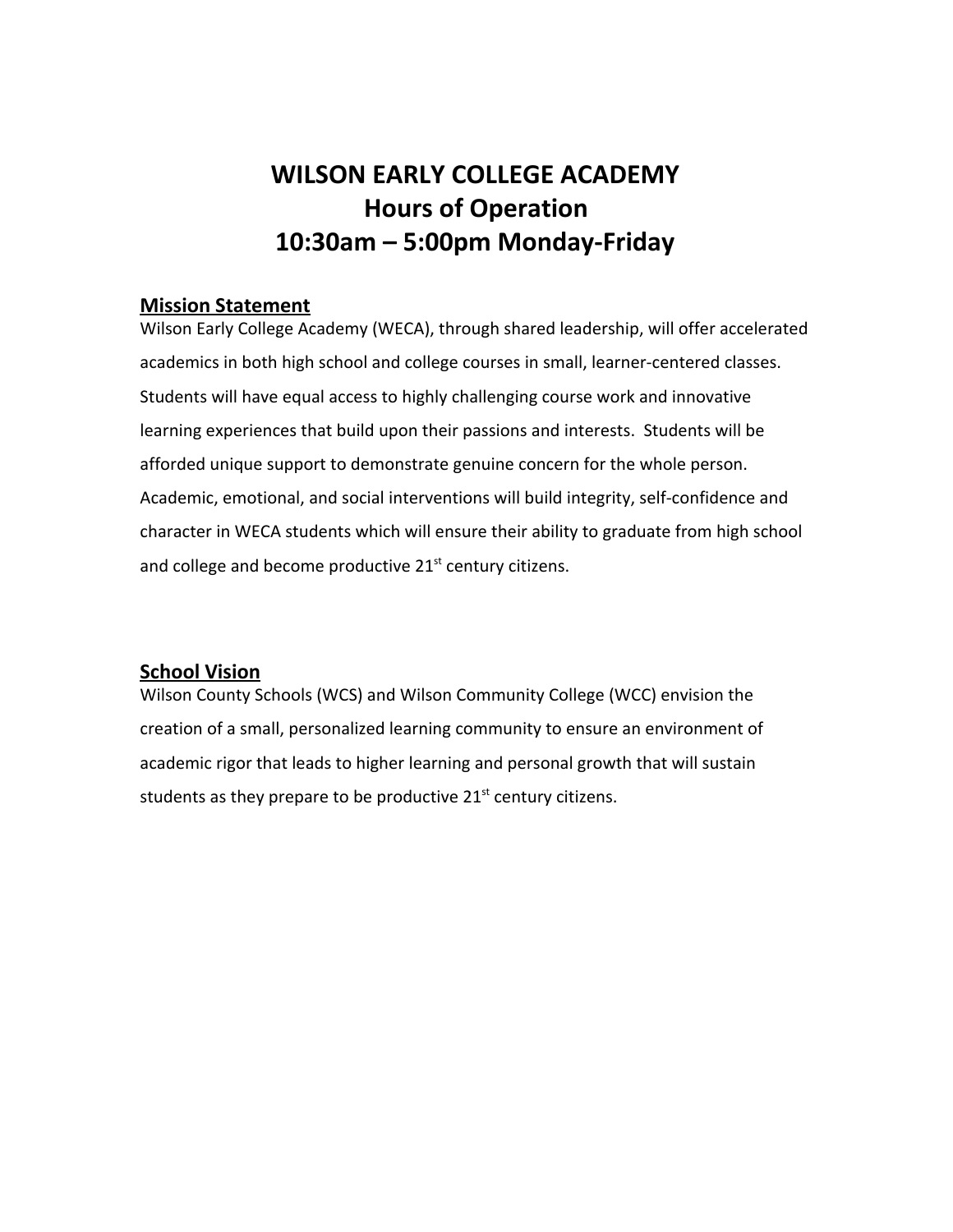# WILSON EARLY COLLEGE ACADEMY
# Hours of Operation
# 10:30am – 5:00pm Monday-Friday

## Mission Statement

Wilson Early College Academy (WECA), through shared leadership, will offer accelerated academics in both high school and college courses in small, learner-centered classes. Students will have equal access to highly challenging course work and innovative learning experiences that build upon their passions and interests. Students will be afforded unique support to demonstrate genuine concern for the whole person. Academic, emotional, and social interventions will build integrity, self-confidence and character in WECA students which will ensure their ability to graduate from high school and college and become productive 21st century citizens.

## School Vision

Wilson County Schools (WCS) and Wilson Community College (WCC) envision the creation of a small, personalized learning community to ensure an environment of academic rigor that leads to higher learning and personal growth that will sustain students as they prepare to be productive 21st century citizens.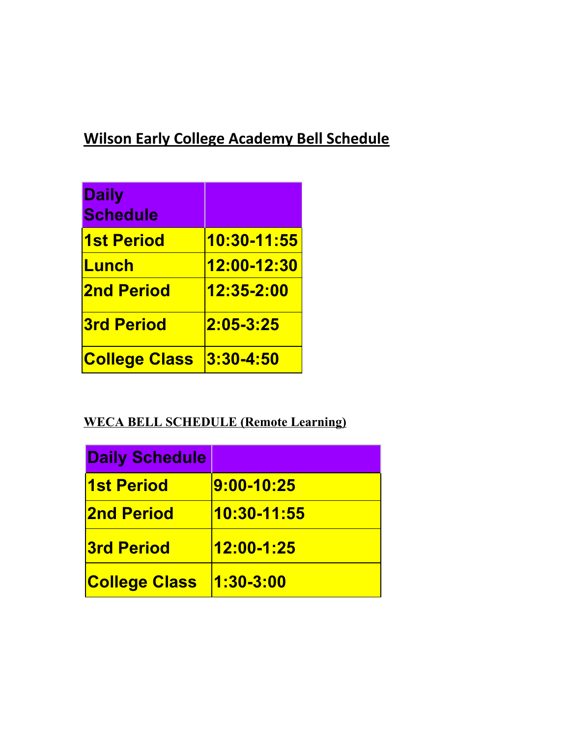## Wilson Early College Academy Bell Schedule

| Daily Schedule | |
|---|---|
| 1st Period | 10:30-11:55 |
| Lunch | 12:00-12:30 |
| 2nd Period | 12:35-2:00 |
| 3rd Period | 2:05-3:25 |
| College Class | 3:30-4:50 |

## WECA BELL SCHEDULE (Remote Learning)

| Daily Schedule | |
|---|---|
| 1st Period | 9:00-10:25 |
| 2nd Period | 10:30-11:55 |
| 3rd Period | 12:00-1:25 |
| College Class | 1:30-3:00 |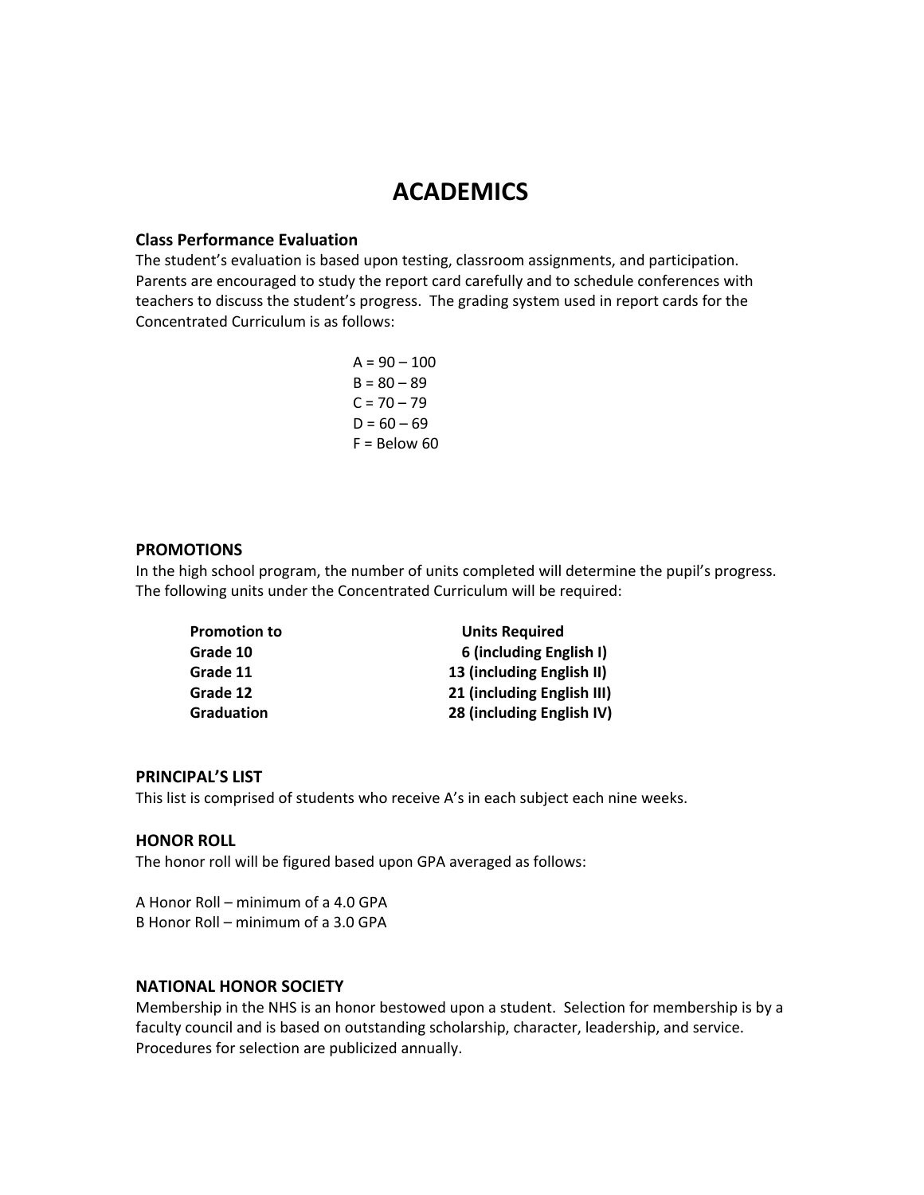# ACADEMICS

### Class Performance Evaluation

The student's evaluation is based upon testing, classroom assignments, and participation. Parents are encouraged to study the report card carefully and to schedule conferences with teachers to discuss the student's progress. The grading system used in report cards for the Concentrated Curriculum is as follows:

A = 90 – 100
B = 80 – 89
C = 70 – 79
D = 60 – 69
F = Below 60

### PROMOTIONS

In the high school program, the number of units completed will determine the pupil's progress. The following units under the Concentrated Curriculum will be required:

| Promotion to | Units Required |
|---|---|
| Grade 10 | 6 (including English I) |
| Grade 11 | 13 (including English II) |
| Grade 12 | 21 (including English III) |
| Graduation | 28 (including English IV) |

### PRINCIPAL'S LIST

This list is comprised of students who receive A's in each subject each nine weeks.

### HONOR ROLL

The honor roll will be figured based upon GPA averaged as follows:

A Honor Roll – minimum of a 4.0 GPA
B Honor Roll – minimum of a 3.0 GPA

### NATIONAL HONOR SOCIETY

Membership in the NHS is an honor bestowed upon a student. Selection for membership is by a faculty council and is based on outstanding scholarship, character, leadership, and service. Procedures for selection are publicized annually.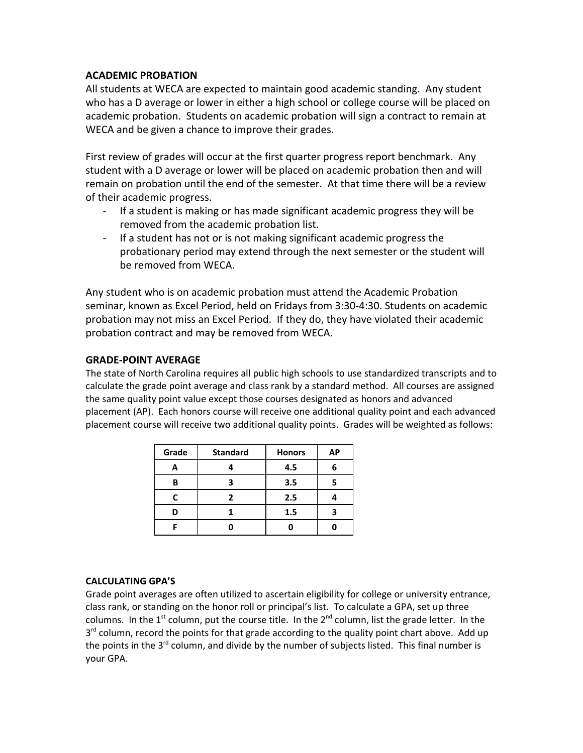## ACADEMIC PROBATION

All students at WECA are expected to maintain good academic standing. Any student who has a D average or lower in either a high school or college course will be placed on academic probation. Students on academic probation will sign a contract to remain at WECA and be given a chance to improve their grades.

First review of grades will occur at the first quarter progress report benchmark. Any student with a D average or lower will be placed on academic probation then and will remain on probation until the end of the semester. At that time there will be a review of their academic progress.

- If a student is making or has made significant academic progress they will be removed from the academic probation list.
- If a student has not or is not making significant academic progress the probationary period may extend through the next semester or the student will be removed from WECA.

Any student who is on academic probation must attend the Academic Probation seminar, known as Excel Period, held on Fridays from 3:30-4:30. Students on academic probation may not miss an Excel Period. If they do, they have violated their academic probation contract and may be removed from WECA.

## GRADE-POINT AVERAGE

The state of North Carolina requires all public high schools to use standardized transcripts and to calculate the grade point average and class rank by a standard method. All courses are assigned the same quality point value except those courses designated as honors and advanced placement (AP). Each honors course will receive one additional quality point and each advanced placement course will receive two additional quality points. Grades will be weighted as follows:

| Grade | Standard | Honors | AP |
|---|---|---|---|
| A | 4 | 4.5 | 6 |
| B | 3 | 3.5 | 5 |
| C | 2 | 2.5 | 4 |
| D | 1 | 1.5 | 3 |
| F | 0 | 0 | 0 |

### CALCULATING GPA'S

Grade point averages are often utilized to ascertain eligibility for college or university entrance, class rank, or standing on the honor roll or principal's list. To calculate a GPA, set up three columns. In the 1st column, put the course title. In the 2nd column, list the grade letter. In the 3rd column, record the points for that grade according to the quality point chart above. Add up the points in the 3rd column, and divide by the number of subjects listed. This final number is your GPA.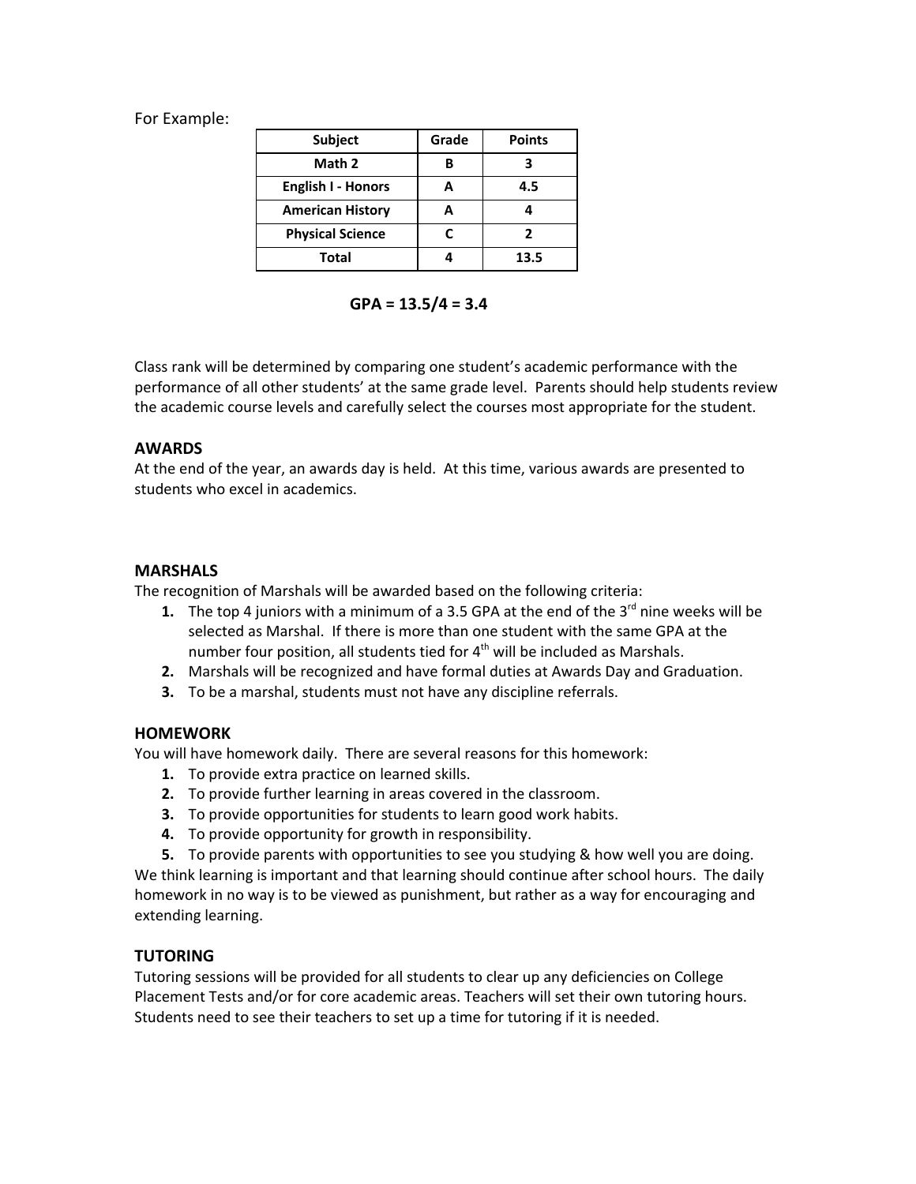For Example:

| Subject | Grade | Points |
|---|---|---|
| Math 2 | B | 3 |
| English I - Honors | A | 4.5 |
| American History | A | 4 |
| Physical Science | C | 2 |
| Total | 4 | 13.5 |

**GPA = 13.5/4 = 3.4**

Class rank will be determined by comparing one student's academic performance with the performance of all other students' at the same grade level. Parents should help students review the academic course levels and carefully select the courses most appropriate for the student.

### AWARDS

At the end of the year, an awards day is held. At this time, various awards are presented to students who excel in academics.

### MARSHALS

The recognition of Marshals will be awarded based on the following criteria:

1. The top 4 juniors with a minimum of a 3.5 GPA at the end of the 3rd nine weeks will be selected as Marshal. If there is more than one student with the same GPA at the number four position, all students tied for 4th will be included as Marshals.
2. Marshals will be recognized and have formal duties at Awards Day and Graduation.
3. To be a marshal, students must not have any discipline referrals.

### HOMEWORK

You will have homework daily. There are several reasons for this homework:

1. To provide extra practice on learned skills.
2. To provide further learning in areas covered in the classroom.
3. To provide opportunities for students to learn good work habits.
4. To provide opportunity for growth in responsibility.
5. To provide parents with opportunities to see you studying & how well you are doing.

We think learning is important and that learning should continue after school hours. The daily homework in no way is to be viewed as punishment, but rather as a way for encouraging and extending learning.

### TUTORING

Tutoring sessions will be provided for all students to clear up any deficiencies on College Placement Tests and/or for core academic areas. Teachers will set their own tutoring hours. Students need to see their teachers to set up a time for tutoring if it is needed.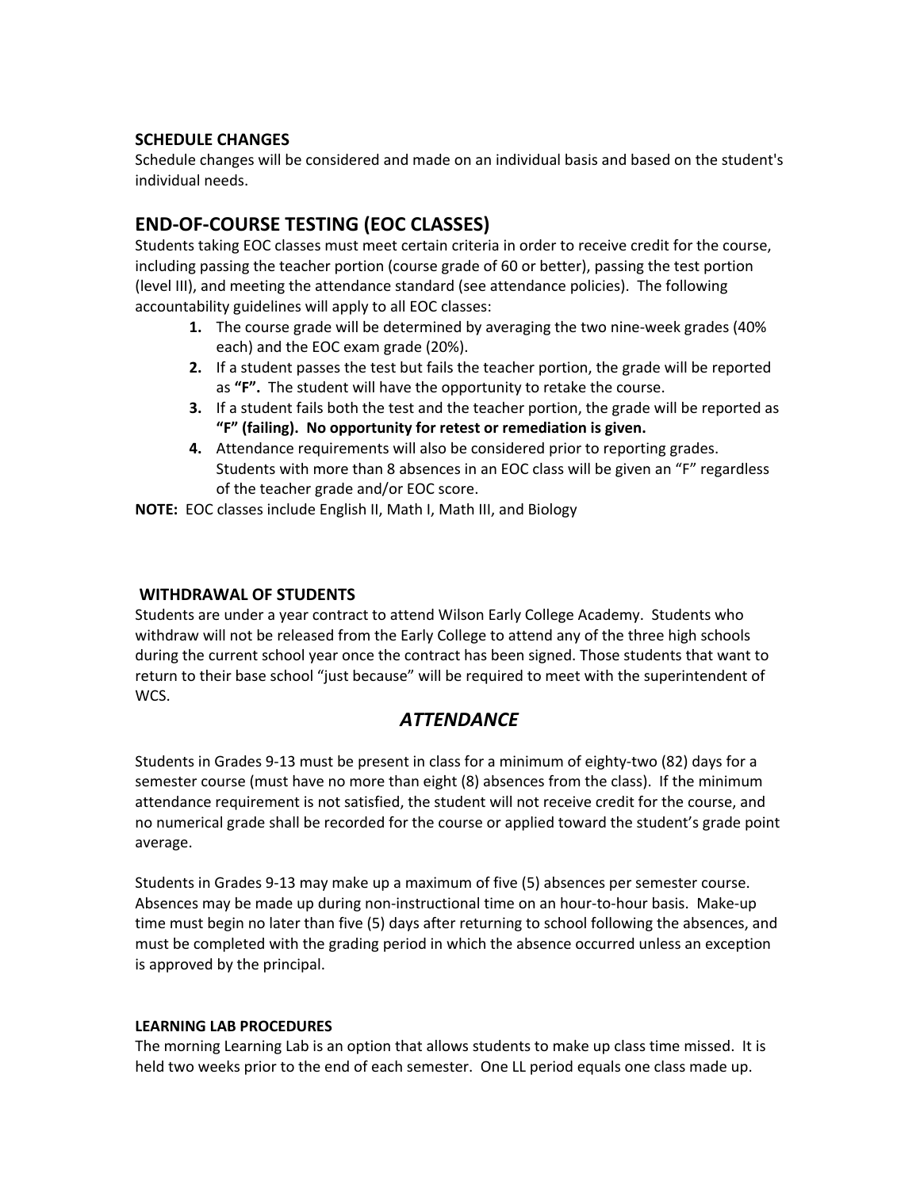### SCHEDULE CHANGES

Schedule changes will be considered and made on an individual basis and based on the student's individual needs.

## END-OF-COURSE TESTING (EOC CLASSES)

Students taking EOC classes must meet certain criteria in order to receive credit for the course, including passing the teacher portion (course grade of 60 or better), passing the test portion (level III), and meeting the attendance standard (see attendance policies). The following accountability guidelines will apply to all EOC classes:

1. The course grade will be determined by averaging the two nine-week grades (40% each) and the EOC exam grade (20%).
2. If a student passes the test but fails the teacher portion, the grade will be reported as **"F".** The student will have the opportunity to retake the course.
3. If a student fails both the test and the teacher portion, the grade will be reported as **"F" (failing). No opportunity for retest or remediation is given.**
4. Attendance requirements will also be considered prior to reporting grades. Students with more than 8 absences in an EOC class will be given an "F" regardless of the teacher grade and/or EOC score.

**NOTE:** EOC classes include English II, Math I, Math III, and Biology

### WITHDRAWAL OF STUDENTS

Students are under a year contract to attend Wilson Early College Academy. Students who withdraw will not be released from the Early College to attend any of the three high schools during the current school year once the contract has been signed. Those students that want to return to their base school "just because" will be required to meet with the superintendent of WCS.

## *ATTENDANCE*

Students in Grades 9-13 must be present in class for a minimum of eighty-two (82) days for a semester course (must have no more than eight (8) absences from the class). If the minimum attendance requirement is not satisfied, the student will not receive credit for the course, and no numerical grade shall be recorded for the course or applied toward the student's grade point average.

Students in Grades 9-13 may make up a maximum of five (5) absences per semester course. Absences may be made up during non-instructional time on an hour-to-hour basis. Make-up time must begin no later than five (5) days after returning to school following the absences, and must be completed with the grading period in which the absence occurred unless an exception is approved by the principal.

### LEARNING LAB PROCEDURES

The morning Learning Lab is an option that allows students to make up class time missed. It is held two weeks prior to the end of each semester. One LL period equals one class made up.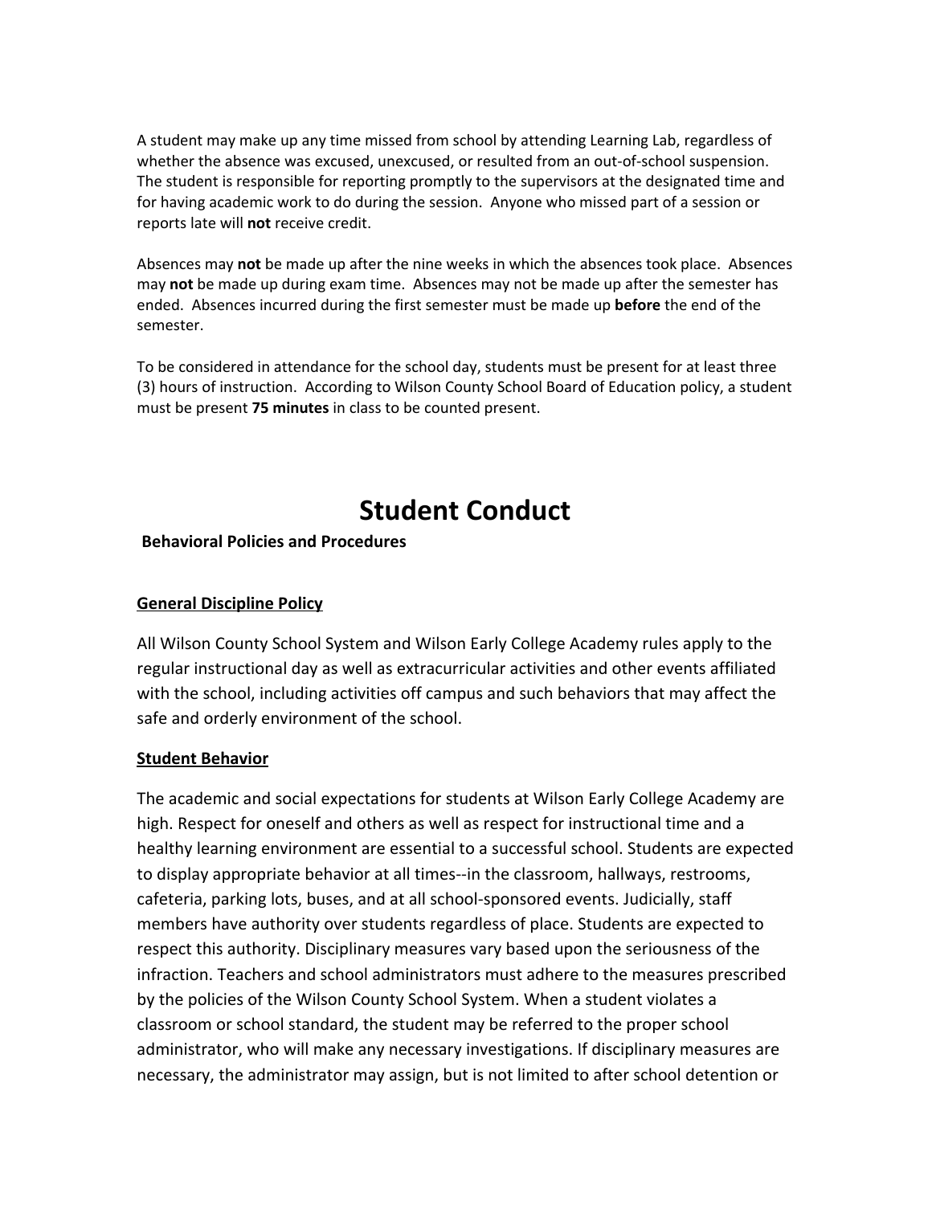A student may make up any time missed from school by attending Learning Lab, regardless of whether the absence was excused, unexcused, or resulted from an out-of-school suspension. The student is responsible for reporting promptly to the supervisors at the designated time and for having academic work to do during the session. Anyone who missed part of a session or reports late will **not** receive credit.

Absences may **not** be made up after the nine weeks in which the absences took place. Absences may **not** be made up during exam time. Absences may not be made up after the semester has ended. Absences incurred during the first semester must be made up **before** the end of the semester.

To be considered in attendance for the school day, students must be present for at least three (3) hours of instruction. According to Wilson County School Board of Education policy, a student must be present **75 minutes** in class to be counted present.

# Student Conduct

**Behavioral Policies and Procedures**

## General Discipline Policy

All Wilson County School System and Wilson Early College Academy rules apply to the regular instructional day as well as extracurricular activities and other events affiliated with the school, including activities off campus and such behaviors that may affect the safe and orderly environment of the school.

## Student Behavior

The academic and social expectations for students at Wilson Early College Academy are high. Respect for oneself and others as well as respect for instructional time and a healthy learning environment are essential to a successful school. Students are expected to display appropriate behavior at all times--in the classroom, hallways, restrooms, cafeteria, parking lots, buses, and at all school-sponsored events. Judicially, staff members have authority over students regardless of place. Students are expected to respect this authority. Disciplinary measures vary based upon the seriousness of the infraction. Teachers and school administrators must adhere to the measures prescribed by the policies of the Wilson County School System. When a student violates a classroom or school standard, the student may be referred to the proper school administrator, who will make any necessary investigations. If disciplinary measures are necessary, the administrator may assign, but is not limited to after school detention or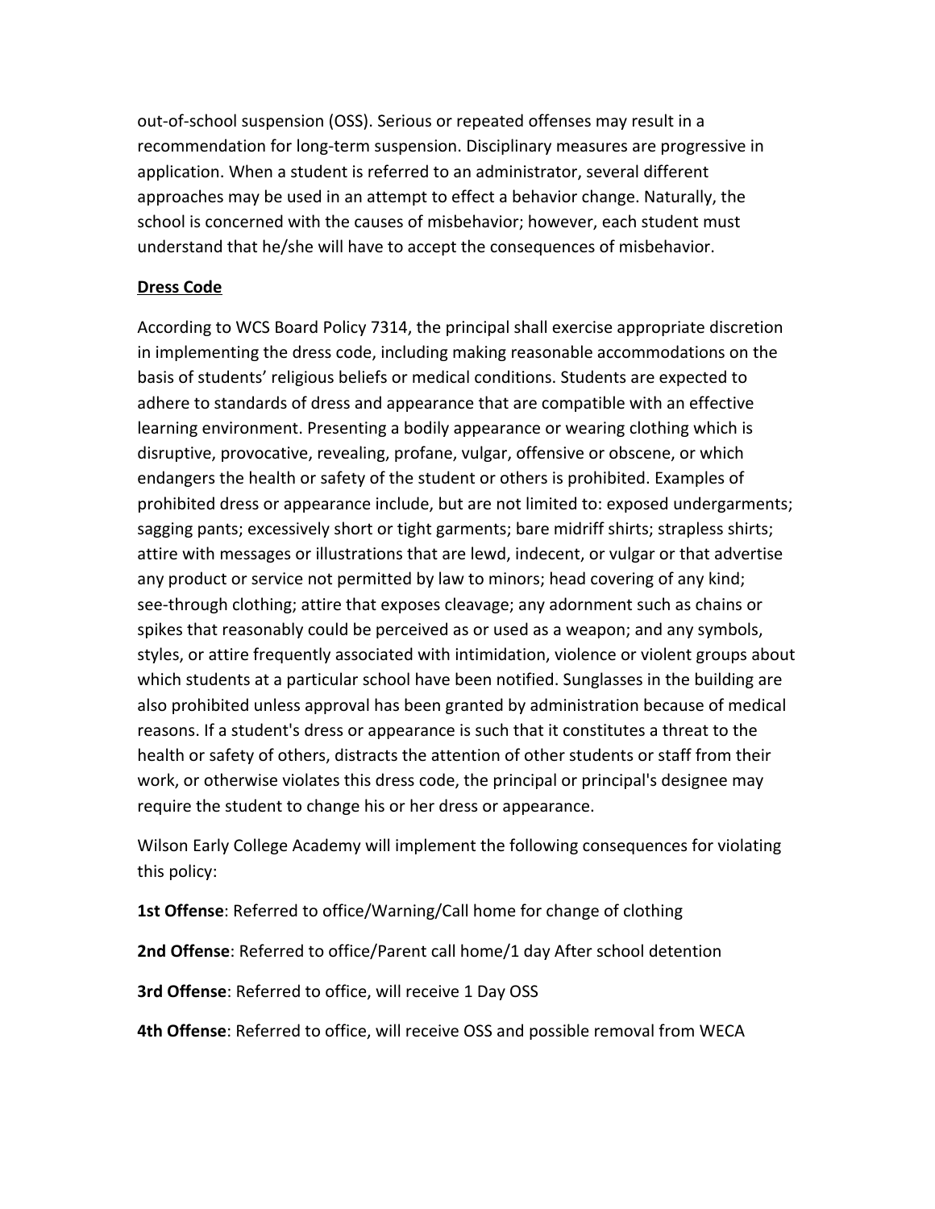out-of-school suspension (OSS). Serious or repeated offenses may result in a recommendation for long-term suspension. Disciplinary measures are progressive in application. When a student is referred to an administrator, several different approaches may be used in an attempt to effect a behavior change. Naturally, the school is concerned with the causes of misbehavior; however, each student must understand that he/she will have to accept the consequences of misbehavior.

## Dress Code

According to WCS Board Policy 7314, the principal shall exercise appropriate discretion in implementing the dress code, including making reasonable accommodations on the basis of students' religious beliefs or medical conditions. Students are expected to adhere to standards of dress and appearance that are compatible with an effective learning environment. Presenting a bodily appearance or wearing clothing which is disruptive, provocative, revealing, profane, vulgar, offensive or obscene, or which endangers the health or safety of the student or others is prohibited. Examples of prohibited dress or appearance include, but are not limited to: exposed undergarments; sagging pants; excessively short or tight garments; bare midriff shirts; strapless shirts; attire with messages or illustrations that are lewd, indecent, or vulgar or that advertise any product or service not permitted by law to minors; head covering of any kind; see-through clothing; attire that exposes cleavage; any adornment such as chains or spikes that reasonably could be perceived as or used as a weapon; and any symbols, styles, or attire frequently associated with intimidation, violence or violent groups about which students at a particular school have been notified. Sunglasses in the building are also prohibited unless approval has been granted by administration because of medical reasons. If a student's dress or appearance is such that it constitutes a threat to the health or safety of others, distracts the attention of other students or staff from their work, or otherwise violates this dress code, the principal or principal's designee may require the student to change his or her dress or appearance.

Wilson Early College Academy will implement the following consequences for violating this policy:

**1st Offense**: Referred to office/Warning/Call home for change of clothing

**2nd Offense**: Referred to office/Parent call home/1 day After school detention

**3rd Offense**: Referred to office, will receive 1 Day OSS

**4th Offense**: Referred to office, will receive OSS and possible removal from WECA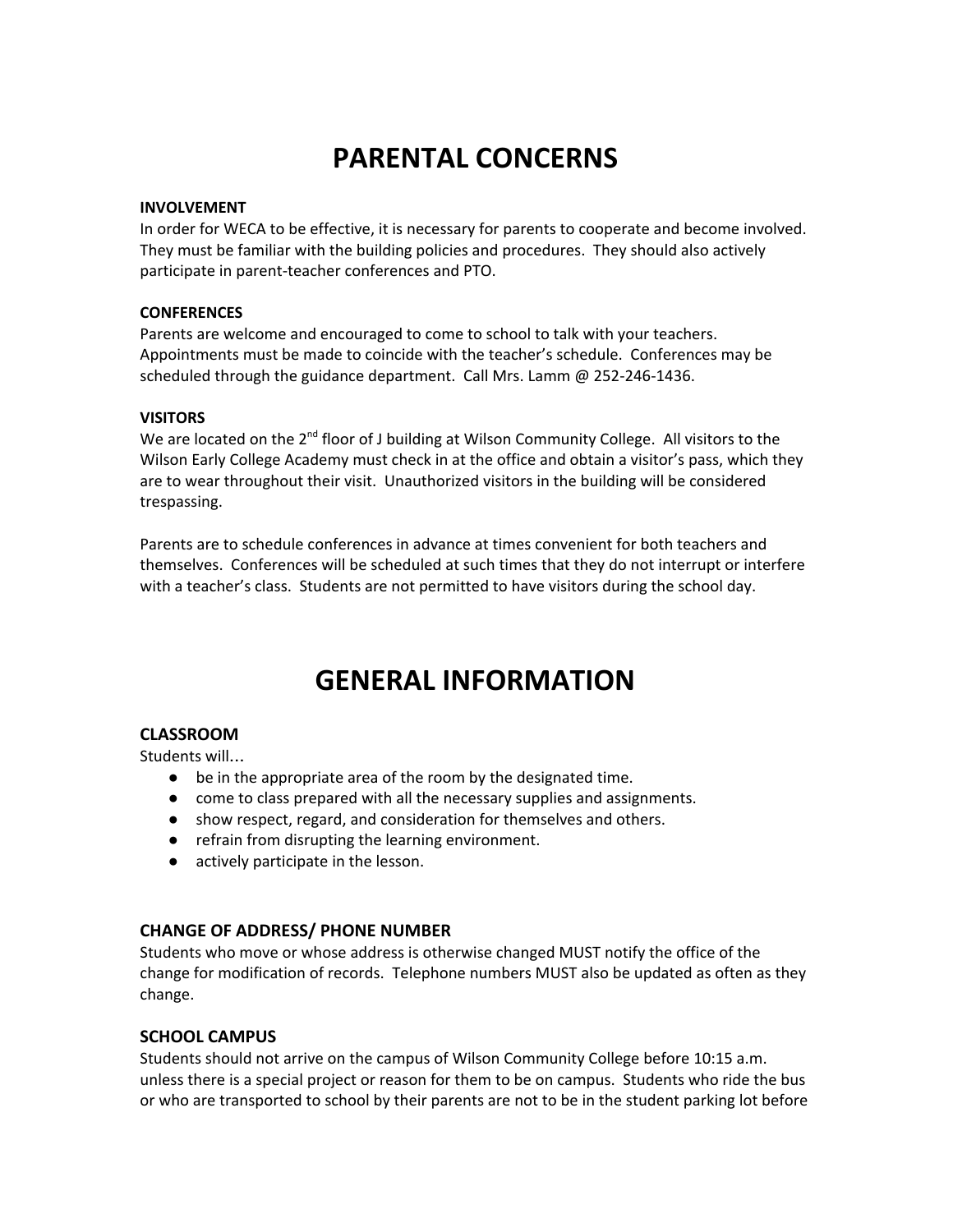# PARENTAL CONCERNS

**INVOLVEMENT**
In order for WECA to be effective, it is necessary for parents to cooperate and become involved. They must be familiar with the building policies and procedures. They should also actively participate in parent-teacher conferences and PTO.

**CONFERENCES**
Parents are welcome and encouraged to come to school to talk with your teachers. Appointments must be made to coincide with the teacher's schedule. Conferences may be scheduled through the guidance department. Call Mrs. Lamm @ 252-246-1436.

**VISITORS**
We are located on the 2nd floor of J building at Wilson Community College. All visitors to the Wilson Early College Academy must check in at the office and obtain a visitor's pass, which they are to wear throughout their visit. Unauthorized visitors in the building will be considered trespassing.

Parents are to schedule conferences in advance at times convenient for both teachers and themselves. Conferences will be scheduled at such times that they do not interrupt or interfere with a teacher's class. Students are not permitted to have visitors during the school day.

# GENERAL INFORMATION

### CLASSROOM

Students will…

- be in the appropriate area of the room by the designated time.
- come to class prepared with all the necessary supplies and assignments.
- show respect, regard, and consideration for themselves and others.
- refrain from disrupting the learning environment.
- actively participate in the lesson.

### CHANGE OF ADDRESS/ PHONE NUMBER

Students who move or whose address is otherwise changed MUST notify the office of the change for modification of records. Telephone numbers MUST also be updated as often as they change.

### SCHOOL CAMPUS

Students should not arrive on the campus of Wilson Community College before 10:15 a.m. unless there is a special project or reason for them to be on campus. Students who ride the bus or who are transported to school by their parents are not to be in the student parking lot before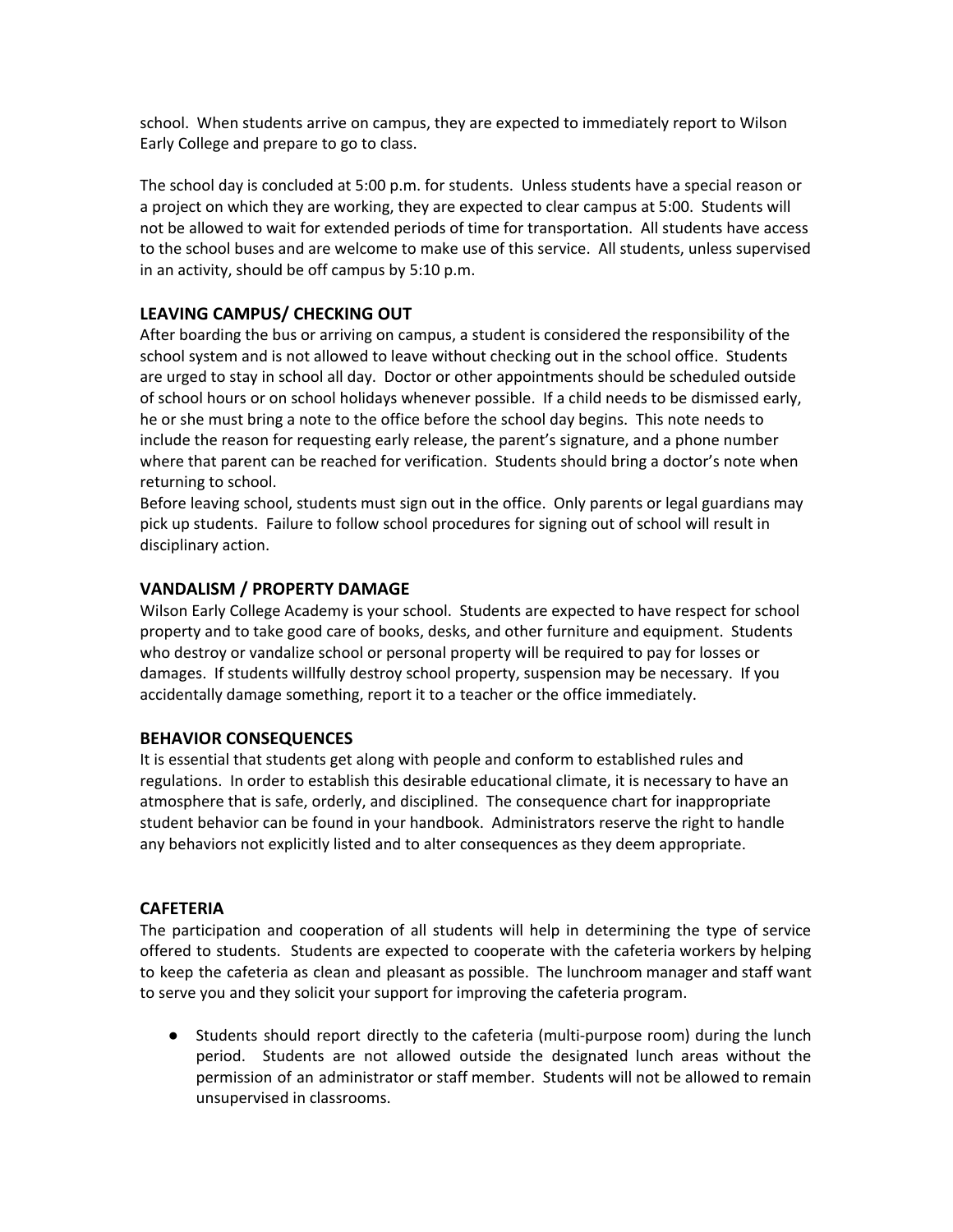school. When students arrive on campus, they are expected to immediately report to Wilson Early College and prepare to go to class.

The school day is concluded at 5:00 p.m. for students. Unless students have a special reason or a project on which they are working, they are expected to clear campus at 5:00. Students will not be allowed to wait for extended periods of time for transportation. All students have access to the school buses and are welcome to make use of this service. All students, unless supervised in an activity, should be off campus by 5:10 p.m.

### LEAVING CAMPUS/ CHECKING OUT

After boarding the bus or arriving on campus, a student is considered the responsibility of the school system and is not allowed to leave without checking out in the school office. Students are urged to stay in school all day. Doctor or other appointments should be scheduled outside of school hours or on school holidays whenever possible. If a child needs to be dismissed early, he or she must bring a note to the office before the school day begins. This note needs to include the reason for requesting early release, the parent's signature, and a phone number where that parent can be reached for verification. Students should bring a doctor's note when returning to school.

Before leaving school, students must sign out in the office. Only parents or legal guardians may pick up students. Failure to follow school procedures for signing out of school will result in disciplinary action.

### VANDALISM / PROPERTY DAMAGE

Wilson Early College Academy is your school. Students are expected to have respect for school property and to take good care of books, desks, and other furniture and equipment. Students who destroy or vandalize school or personal property will be required to pay for losses or damages. If students willfully destroy school property, suspension may be necessary. If you accidentally damage something, report it to a teacher or the office immediately.

### BEHAVIOR CONSEQUENCES

It is essential that students get along with people and conform to established rules and regulations. In order to establish this desirable educational climate, it is necessary to have an atmosphere that is safe, orderly, and disciplined. The consequence chart for inappropriate student behavior can be found in your handbook. Administrators reserve the right to handle any behaviors not explicitly listed and to alter consequences as they deem appropriate.

### CAFETERIA

The participation and cooperation of all students will help in determining the type of service offered to students. Students are expected to cooperate with the cafeteria workers by helping to keep the cafeteria as clean and pleasant as possible. The lunchroom manager and staff want to serve you and they solicit your support for improving the cafeteria program.

- Students should report directly to the cafeteria (multi-purpose room) during the lunch period. Students are not allowed outside the designated lunch areas without the permission of an administrator or staff member. Students will not be allowed to remain unsupervised in classrooms.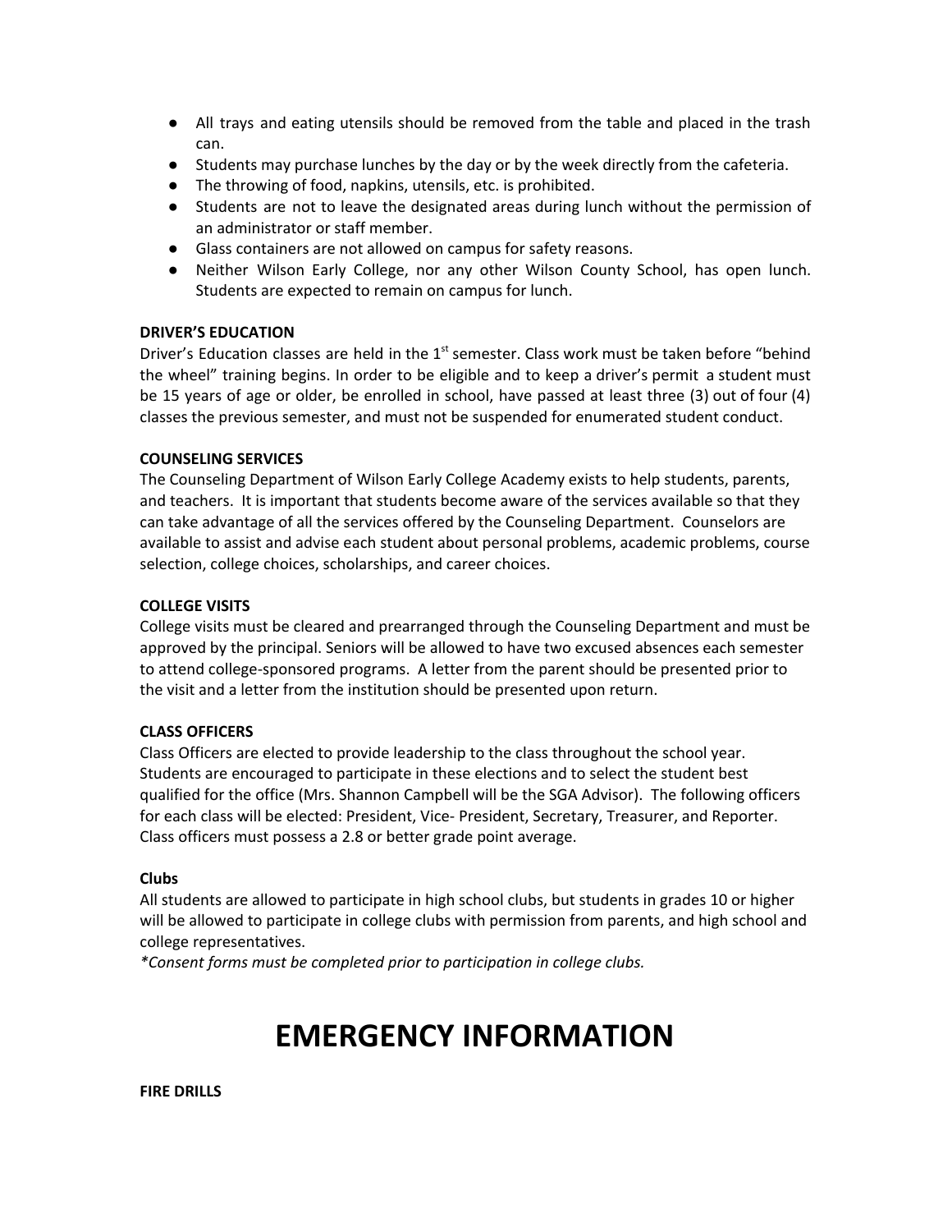- All trays and eating utensils should be removed from the table and placed in the trash can.
- Students may purchase lunches by the day or by the week directly from the cafeteria.
- The throwing of food, napkins, utensils, etc. is prohibited.
- Students are not to leave the designated areas during lunch without the permission of an administrator or staff member.
- Glass containers are not allowed on campus for safety reasons.
- Neither Wilson Early College, nor any other Wilson County School, has open lunch. Students are expected to remain on campus for lunch.

**DRIVER'S EDUCATION**

Driver's Education classes are held in the 1st semester. Class work must be taken before "behind the wheel" training begins. In order to be eligible and to keep a driver's permit a student must be 15 years of age or older, be enrolled in school, have passed at least three (3) out of four (4) classes the previous semester, and must not be suspended for enumerated student conduct.

**COUNSELING SERVICES**

The Counseling Department of Wilson Early College Academy exists to help students, parents, and teachers. It is important that students become aware of the services available so that they can take advantage of all the services offered by the Counseling Department. Counselors are available to assist and advise each student about personal problems, academic problems, course selection, college choices, scholarships, and career choices.

**COLLEGE VISITS**

College visits must be cleared and prearranged through the Counseling Department and must be approved by the principal. Seniors will be allowed to have two excused absences each semester to attend college-sponsored programs. A letter from the parent should be presented prior to the visit and a letter from the institution should be presented upon return.

**CLASS OFFICERS**

Class Officers are elected to provide leadership to the class throughout the school year. Students are encouraged to participate in these elections and to select the student best qualified for the office (Mrs. Shannon Campbell will be the SGA Advisor). The following officers for each class will be elected: President, Vice- President, Secretary, Treasurer, and Reporter. Class officers must possess a 2.8 or better grade point average.

**Clubs**

All students are allowed to participate in high school clubs, but students in grades 10 or higher will be allowed to participate in college clubs with permission from parents, and high school and college representatives.

*\*Consent forms must be completed prior to participation in college clubs.*

# EMERGENCY INFORMATION

**FIRE DRILLS**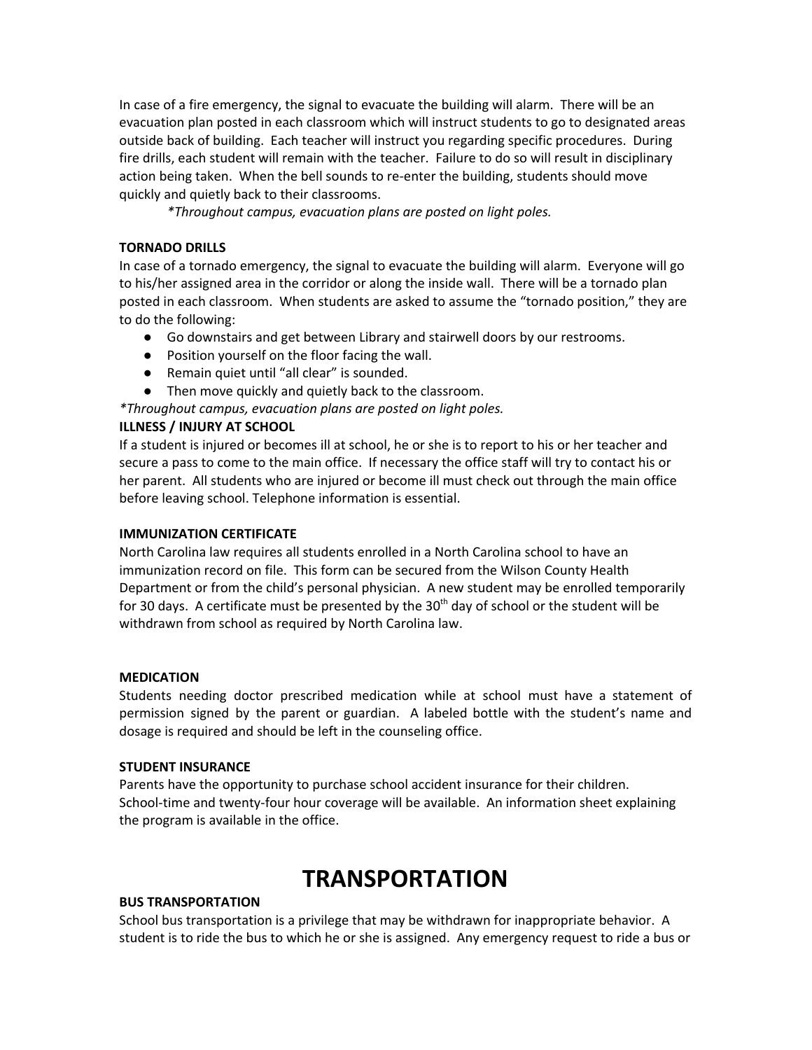In case of a fire emergency, the signal to evacuate the building will alarm. There will be an evacuation plan posted in each classroom which will instruct students to go to designated areas outside back of building. Each teacher will instruct you regarding specific procedures. During fire drills, each student will remain with the teacher. Failure to do so will result in disciplinary action being taken. When the bell sounds to re-enter the building, students should move quickly and quietly back to their classrooms.

*\*Throughout campus, evacuation plans are posted on light poles.*

**TORNADO DRILLS**

In case of a tornado emergency, the signal to evacuate the building will alarm. Everyone will go to his/her assigned area in the corridor or along the inside wall. There will be a tornado plan posted in each classroom. When students are asked to assume the "tornado position," they are to do the following:

- Go downstairs and get between Library and stairwell doors by our restrooms.
- Position yourself on the floor facing the wall.
- Remain quiet until "all clear" is sounded.
- Then move quickly and quietly back to the classroom.

*\*Throughout campus, evacuation plans are posted on light poles.*

**ILLNESS / INJURY AT SCHOOL**

If a student is injured or becomes ill at school, he or she is to report to his or her teacher and secure a pass to come to the main office. If necessary the office staff will try to contact his or her parent. All students who are injured or become ill must check out through the main office before leaving school. Telephone information is essential.

**IMMUNIZATION CERTIFICATE**

North Carolina law requires all students enrolled in a North Carolina school to have an immunization record on file. This form can be secured from the Wilson County Health Department or from the child's personal physician. A new student may be enrolled temporarily for 30 days. A certificate must be presented by the 30th day of school or the student will be withdrawn from school as required by North Carolina law.

**MEDICATION**

Students needing doctor prescribed medication while at school must have a statement of permission signed by the parent or guardian. A labeled bottle with the student's name and dosage is required and should be left in the counseling office.

**STUDENT INSURANCE**

Parents have the opportunity to purchase school accident insurance for their children. School-time and twenty-four hour coverage will be available. An information sheet explaining the program is available in the office.

# TRANSPORTATION

**BUS TRANSPORTATION**

School bus transportation is a privilege that may be withdrawn for inappropriate behavior. A student is to ride the bus to which he or she is assigned. Any emergency request to ride a bus or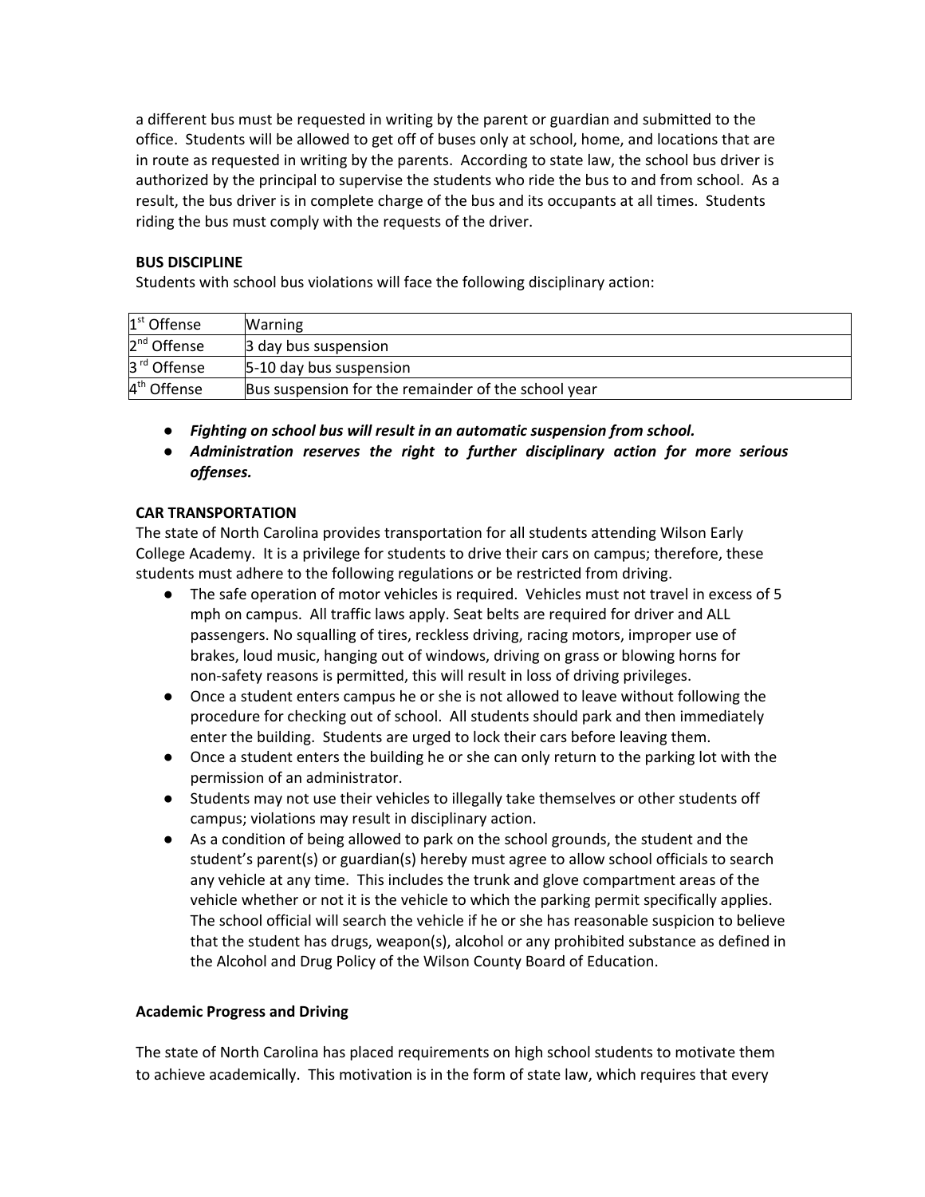a different bus must be requested in writing by the parent or guardian and submitted to the office. Students will be allowed to get off of buses only at school, home, and locations that are in route as requested in writing by the parents. According to state law, the school bus driver is authorized by the principal to supervise the students who ride the bus to and from school. As a result, the bus driver is in complete charge of the bus and its occupants at all times. Students riding the bus must comply with the requests of the driver.

**BUS DISCIPLINE**

Students with school bus violations will face the following disciplinary action:

| | |
|---|---|
| 1st Offense | Warning |
| 2nd Offense | 3 day bus suspension |
| 3rd Offense | 5-10 day bus suspension |
| 4th Offense | Bus suspension for the remainder of the school year |

- ***Fighting on school bus will result in an automatic suspension from school.***
- ***Administration reserves the right to further disciplinary action for more serious offenses.***

**CAR TRANSPORTATION**

The state of North Carolina provides transportation for all students attending Wilson Early College Academy. It is a privilege for students to drive their cars on campus; therefore, these students must adhere to the following regulations or be restricted from driving.

- The safe operation of motor vehicles is required. Vehicles must not travel in excess of 5 mph on campus. All traffic laws apply. Seat belts are required for driver and ALL passengers. No squalling of tires, reckless driving, racing motors, improper use of brakes, loud music, hanging out of windows, driving on grass or blowing horns for non-safety reasons is permitted, this will result in loss of driving privileges.
- Once a student enters campus he or she is not allowed to leave without following the procedure for checking out of school. All students should park and then immediately enter the building. Students are urged to lock their cars before leaving them.
- Once a student enters the building he or she can only return to the parking lot with the permission of an administrator.
- Students may not use their vehicles to illegally take themselves or other students off campus; violations may result in disciplinary action.
- As a condition of being allowed to park on the school grounds, the student and the student's parent(s) or guardian(s) hereby must agree to allow school officials to search any vehicle at any time. This includes the trunk and glove compartment areas of the vehicle whether or not it is the vehicle to which the parking permit specifically applies. The school official will search the vehicle if he or she has reasonable suspicion to believe that the student has drugs, weapon(s), alcohol or any prohibited substance as defined in the Alcohol and Drug Policy of the Wilson County Board of Education.

**Academic Progress and Driving**

The state of North Carolina has placed requirements on high school students to motivate them to achieve academically. This motivation is in the form of state law, which requires that every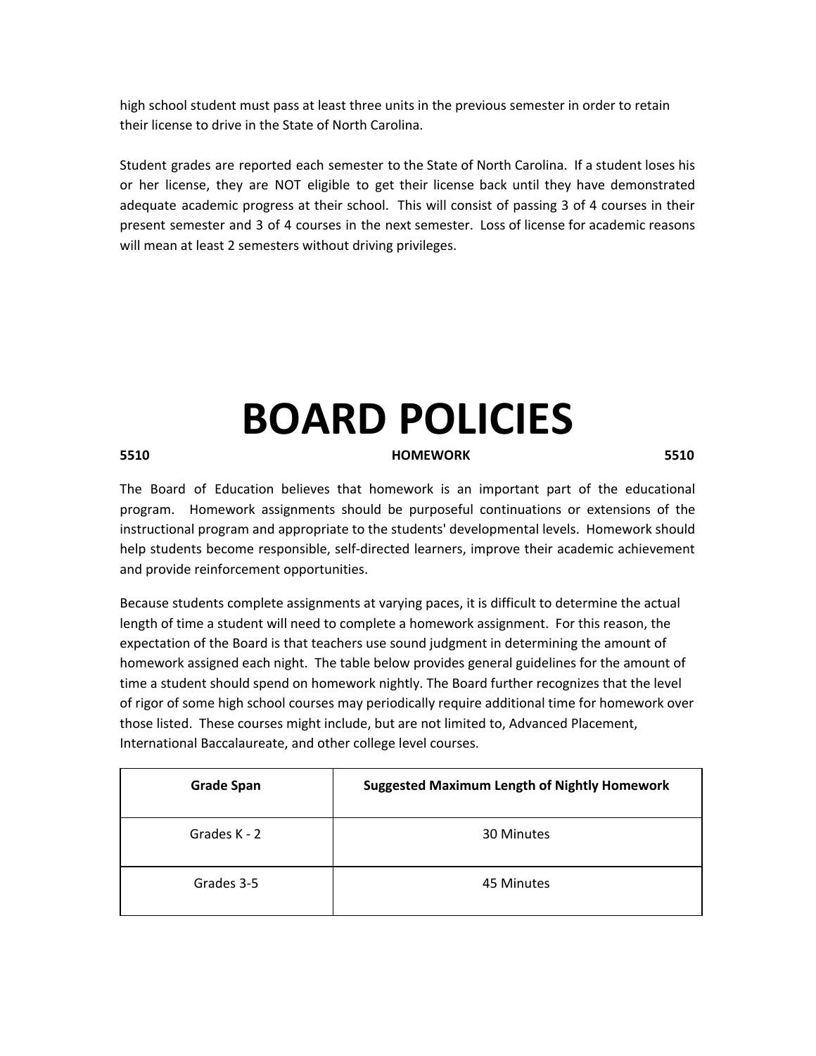high school student must pass at least three units in the previous semester in order to retain their license to drive in the State of North Carolina.

Student grades are reported each semester to the State of North Carolina. If a student loses his or her license, they are NOT eligible to get their license back until they have demonstrated adequate academic progress at their school. This will consist of passing 3 of 4 courses in their present semester and 3 of 4 courses in the next semester. Loss of license for academic reasons will mean at least 2 semesters without driving privileges.

# BOARD POLICIES

**5510 HOMEWORK 5510**

The Board of Education believes that homework is an important part of the educational program. Homework assignments should be purposeful continuations or extensions of the instructional program and appropriate to the students' developmental levels. Homework should help students become responsible, self-directed learners, improve their academic achievement and provide reinforcement opportunities.

Because students complete assignments at varying paces, it is difficult to determine the actual length of time a student will need to complete a homework assignment. For this reason, the expectation of the Board is that teachers use sound judgment in determining the amount of homework assigned each night. The table below provides general guidelines for the amount of time a student should spend on homework nightly. The Board further recognizes that the level of rigor of some high school courses may periodically require additional time for homework over those listed. These courses might include, but are not limited to, Advanced Placement, International Baccalaureate, and other college level courses.

| Grade Span | Suggested Maximum Length of Nightly Homework |
|---|---|
| Grades K - 2 | 30 Minutes |
| Grades 3-5 | 45 Minutes |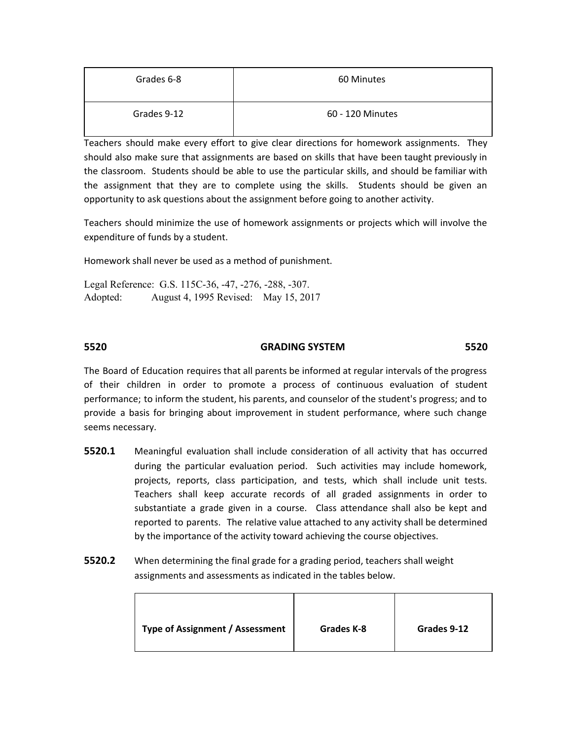| | |
|---|---|
| Grades 6-8 | 60 Minutes |
| Grades 9-12 | 60 - 120 Minutes |

Teachers should make every effort to give clear directions for homework assignments. They should also make sure that assignments are based on skills that have been taught previously in the classroom. Students should be able to use the particular skills, and should be familiar with the assignment that they are to complete using the skills. Students should be given an opportunity to ask questions about the assignment before going to another activity.

Teachers should minimize the use of homework assignments or projects which will involve the expenditure of funds by a student.

Homework shall never be used as a method of punishment.

Legal Reference: G.S. 115C-36, -47, -276, -288, -307.
Adopted: August 4, 1995 Revised: May 15, 2017

## 5520 GRADING SYSTEM 5520

The Board of Education requires that all parents be informed at regular intervals of the progress of their children in order to promote a process of continuous evaluation of student performance; to inform the student, his parents, and counselor of the student's progress; and to provide a basis for bringing about improvement in student performance, where such change seems necessary.

**5520.1** Meaningful evaluation shall include consideration of all activity that has occurred during the particular evaluation period. Such activities may include homework, projects, reports, class participation, and tests, which shall include unit tests. Teachers shall keep accurate records of all graded assignments in order to substantiate a grade given in a course. Class attendance shall also be kept and reported to parents. The relative value attached to any activity shall be determined by the importance of the activity toward achieving the course objectives.

**5520.2** When determining the final grade for a grading period, teachers shall weight assignments and assessments as indicated in the tables below.

| Type of Assignment / Assessment | Grades K-8 | Grades 9-12 |
|---|---|---|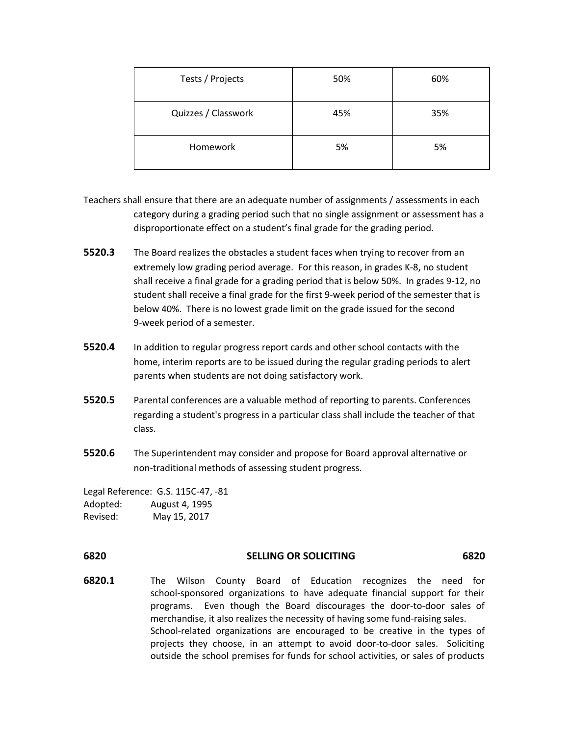| | | |
|---|---|---|
| Tests / Projects | 50% | 60% |
| Quizzes / Classwork | 45% | 35% |
| Homework | 5% | 5% |

Teachers shall ensure that there are an adequate number of assignments / assessments in each category during a grading period such that no single assignment or assessment has a disproportionate effect on a student's final grade for the grading period.

**5520.3** The Board realizes the obstacles a student faces when trying to recover from an extremely low grading period average. For this reason, in grades K-8, no student shall receive a final grade for a grading period that is below 50%. In grades 9-12, no student shall receive a final grade for the first 9-week period of the semester that is below 40%. There is no lowest grade limit on the grade issued for the second 9-week period of a semester.

**5520.4** In addition to regular progress report cards and other school contacts with the home, interim reports are to be issued during the regular grading periods to alert parents when students are not doing satisfactory work.

**5520.5** Parental conferences are a valuable method of reporting to parents. Conferences regarding a student's progress in a particular class shall include the teacher of that class.

**5520.6** The Superintendent may consider and propose for Board approval alternative or non-traditional methods of assessing student progress.

Legal Reference: G.S. 115C-47, -81
Adopted: August 4, 1995
Revised: May 15, 2017

## 6820 SELLING OR SOLICITING 6820

**6820.1** The Wilson County Board of Education recognizes the need for school-sponsored organizations to have adequate financial support for their programs. Even though the Board discourages the door-to-door sales of merchandise, it also realizes the necessity of having some fund-raising sales. School-related organizations are encouraged to be creative in the types of projects they choose, in an attempt to avoid door-to-door sales. Soliciting outside the school premises for funds for school activities, or sales of products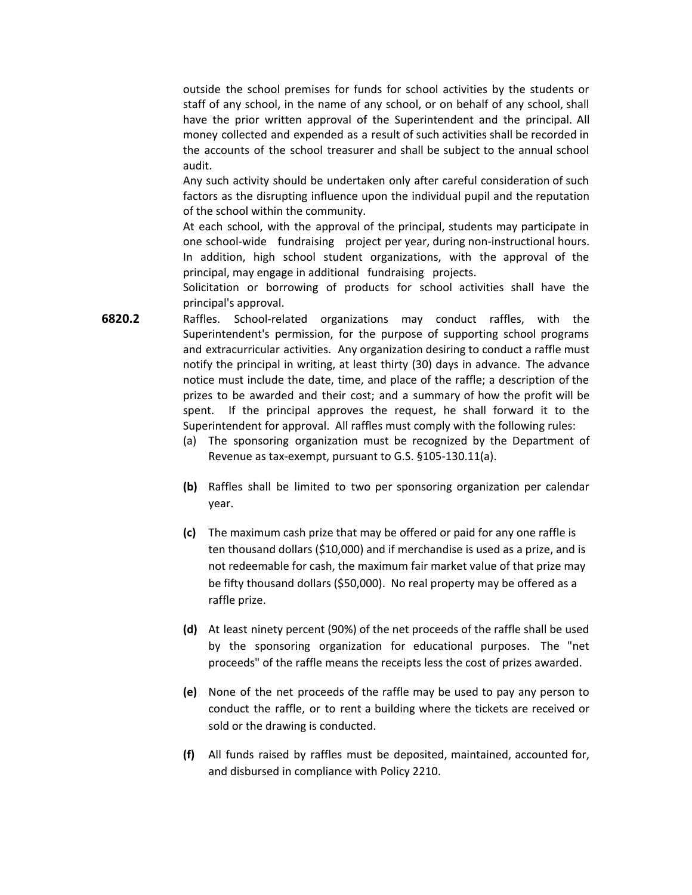outside the school premises for funds for school activities by the students or staff of any school, in the name of any school, or on behalf of any school, shall have the prior written approval of the Superintendent and the principal. All money collected and expended as a result of such activities shall be recorded in the accounts of the school treasurer and shall be subject to the annual school audit.

Any such activity should be undertaken only after careful consideration of such factors as the disrupting influence upon the individual pupil and the reputation of the school within the community.

At each school, with the approval of the principal, students may participate in one school-wide fundraising project per year, during non-instructional hours. In addition, high school student organizations, with the approval of the principal, may engage in additional fundraising projects.

Solicitation or borrowing of products for school activities shall have the principal's approval.

**6820.2** Raffles. School-related organizations may conduct raffles, with the Superintendent's permission, for the purpose of supporting school programs and extracurricular activities. Any organization desiring to conduct a raffle must notify the principal in writing, at least thirty (30) days in advance. The advance notice must include the date, time, and place of the raffle; a description of the prizes to be awarded and their cost; and a summary of how the profit will be spent. If the principal approves the request, he shall forward it to the Superintendent for approval. All raffles must comply with the following rules:

(a) The sponsoring organization must be recognized by the Department of Revenue as tax-exempt, pursuant to G.S. §105-130.11(a).

**(b)** Raffles shall be limited to two per sponsoring organization per calendar year.

**(c)** The maximum cash prize that may be offered or paid for any one raffle is ten thousand dollars ($10,000) and if merchandise is used as a prize, and is not redeemable for cash, the maximum fair market value of that prize may be fifty thousand dollars ($50,000). No real property may be offered as a raffle prize.

**(d)** At least ninety percent (90%) of the net proceeds of the raffle shall be used by the sponsoring organization for educational purposes. The "net proceeds" of the raffle means the receipts less the cost of prizes awarded.

**(e)** None of the net proceeds of the raffle may be used to pay any person to conduct the raffle, or to rent a building where the tickets are received or sold or the drawing is conducted.

**(f)** All funds raised by raffles must be deposited, maintained, accounted for, and disbursed in compliance with Policy 2210.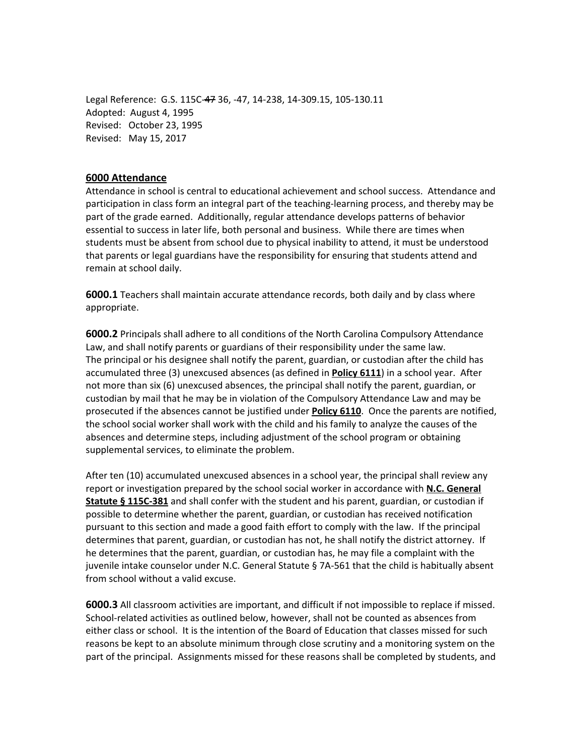Legal Reference: G.S. 115C-~~47~~ 36, -47, 14-238, 14-309.15, 105-130.11
Adopted: August 4, 1995
Revised: October 23, 1995
Revised: May 15, 2017

## 6000 Attendance

Attendance in school is central to educational achievement and school success. Attendance and participation in class form an integral part of the teaching-learning process, and thereby may be part of the grade earned. Additionally, regular attendance develops patterns of behavior essential to success in later life, both personal and business. While there are times when students must be absent from school due to physical inability to attend, it must be understood that parents or legal guardians have the responsibility for ensuring that students attend and remain at school daily.

**6000.1** Teachers shall maintain accurate attendance records, both daily and by class where appropriate.

**6000.2** Principals shall adhere to all conditions of the North Carolina Compulsory Attendance Law, and shall notify parents or guardians of their responsibility under the same law.
The principal or his designee shall notify the parent, guardian, or custodian after the child has accumulated three (3) unexcused absences (as defined in **Policy 6111**) in a school year. After not more than six (6) unexcused absences, the principal shall notify the parent, guardian, or custodian by mail that he may be in violation of the Compulsory Attendance Law and may be prosecuted if the absences cannot be justified under **Policy 6110**. Once the parents are notified, the school social worker shall work with the child and his family to analyze the causes of the absences and determine steps, including adjustment of the school program or obtaining supplemental services, to eliminate the problem.

After ten (10) accumulated unexcused absences in a school year, the principal shall review any report or investigation prepared by the school social worker in accordance with **N.C. General Statute § 115C-381** and shall confer with the student and his parent, guardian, or custodian if possible to determine whether the parent, guardian, or custodian has received notification pursuant to this section and made a good faith effort to comply with the law. If the principal determines that parent, guardian, or custodian has not, he shall notify the district attorney. If he determines that the parent, guardian, or custodian has, he may file a complaint with the juvenile intake counselor under N.C. General Statute § 7A-561 that the child is habitually absent from school without a valid excuse.

**6000.3** All classroom activities are important, and difficult if not impossible to replace if missed. School-related activities as outlined below, however, shall not be counted as absences from either class or school. It is the intention of the Board of Education that classes missed for such reasons be kept to an absolute minimum through close scrutiny and a monitoring system on the part of the principal. Assignments missed for these reasons shall be completed by students, and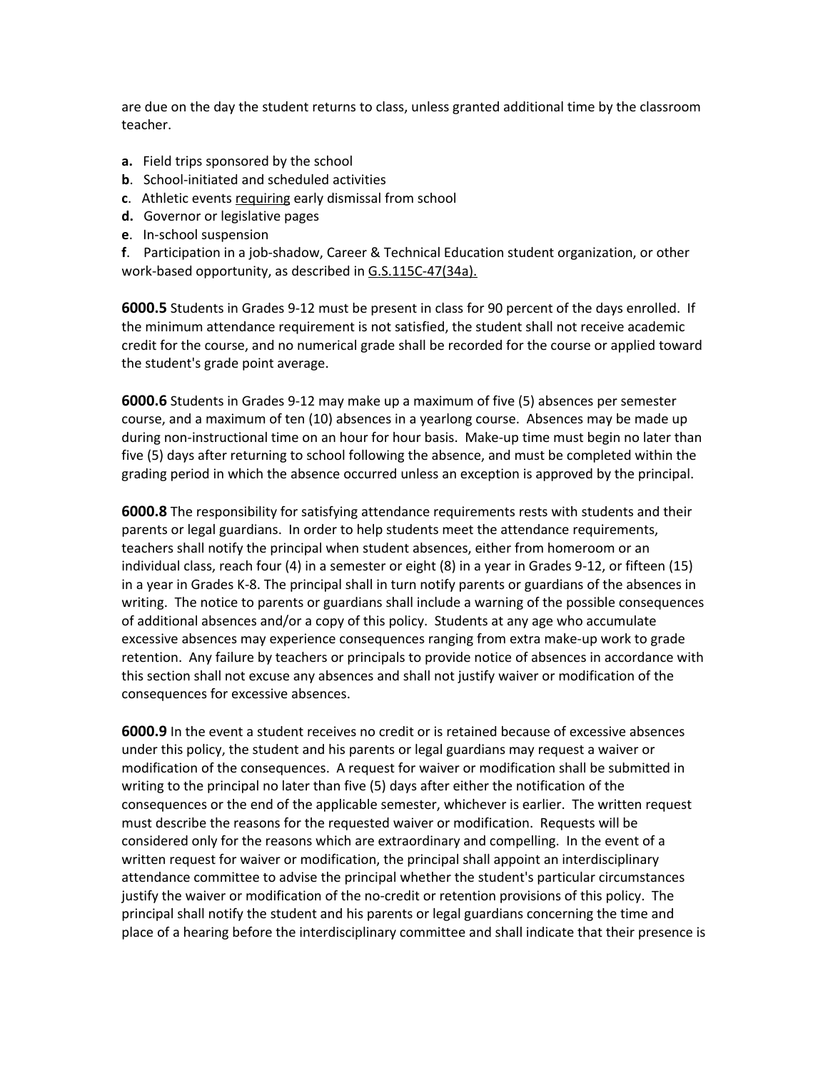are due on the day the student returns to class, unless granted additional time by the classroom teacher.

**a.** Field trips sponsored by the school
**b**. School-initiated and scheduled activities
**c**. Athletic events requiring early dismissal from school
**d.** Governor or legislative pages
**e**. In-school suspension
**f**. Participation in a job-shadow, Career & Technical Education student organization, or other work-based opportunity, as described in G.S.115C-47(34a).

**6000.5** Students in Grades 9-12 must be present in class for 90 percent of the days enrolled. If the minimum attendance requirement is not satisfied, the student shall not receive academic credit for the course, and no numerical grade shall be recorded for the course or applied toward the student's grade point average.

**6000.6** Students in Grades 9-12 may make up a maximum of five (5) absences per semester course, and a maximum of ten (10) absences in a yearlong course. Absences may be made up during non-instructional time on an hour for hour basis. Make-up time must begin no later than five (5) days after returning to school following the absence, and must be completed within the grading period in which the absence occurred unless an exception is approved by the principal.

**6000.8** The responsibility for satisfying attendance requirements rests with students and their parents or legal guardians. In order to help students meet the attendance requirements, teachers shall notify the principal when student absences, either from homeroom or an individual class, reach four (4) in a semester or eight (8) in a year in Grades 9-12, or fifteen (15) in a year in Grades K-8. The principal shall in turn notify parents or guardians of the absences in writing. The notice to parents or guardians shall include a warning of the possible consequences of additional absences and/or a copy of this policy. Students at any age who accumulate excessive absences may experience consequences ranging from extra make-up work to grade retention. Any failure by teachers or principals to provide notice of absences in accordance with this section shall not excuse any absences and shall not justify waiver or modification of the consequences for excessive absences.

**6000.9** In the event a student receives no credit or is retained because of excessive absences under this policy, the student and his parents or legal guardians may request a waiver or modification of the consequences. A request for waiver or modification shall be submitted in writing to the principal no later than five (5) days after either the notification of the consequences or the end of the applicable semester, whichever is earlier. The written request must describe the reasons for the requested waiver or modification. Requests will be considered only for the reasons which are extraordinary and compelling. In the event of a written request for waiver or modification, the principal shall appoint an interdisciplinary attendance committee to advise the principal whether the student's particular circumstances justify the waiver or modification of the no-credit or retention provisions of this policy. The principal shall notify the student and his parents or legal guardians concerning the time and place of a hearing before the interdisciplinary committee and shall indicate that their presence is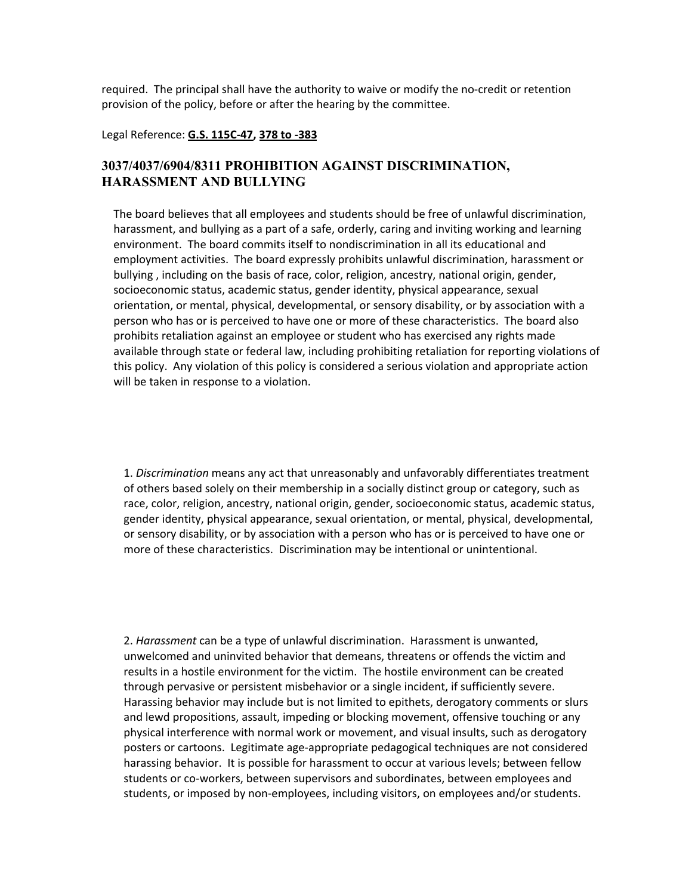required. The principal shall have the authority to waive or modify the no-credit or retention provision of the policy, before or after the hearing by the committee.

Legal Reference: **G.S. 115C-47, 378 to -383**

## 3037/4037/6904/8311 PROHIBITION AGAINST DISCRIMINATION, HARASSMENT AND BULLYING

The board believes that all employees and students should be free of unlawful discrimination, harassment, and bullying as a part of a safe, orderly, caring and inviting working and learning environment. The board commits itself to nondiscrimination in all its educational and employment activities. The board expressly prohibits unlawful discrimination, harassment or bullying , including on the basis of race, color, religion, ancestry, national origin, gender, socioeconomic status, academic status, gender identity, physical appearance, sexual orientation, or mental, physical, developmental, or sensory disability, or by association with a person who has or is perceived to have one or more of these characteristics. The board also prohibits retaliation against an employee or student who has exercised any rights made available through state or federal law, including prohibiting retaliation for reporting violations of this policy. Any violation of this policy is considered a serious violation and appropriate action will be taken in response to a violation.

1. *Discrimination* means any act that unreasonably and unfavorably differentiates treatment of others based solely on their membership in a socially distinct group or category, such as race, color, religion, ancestry, national origin, gender, socioeconomic status, academic status, gender identity, physical appearance, sexual orientation, or mental, physical, developmental, or sensory disability, or by association with a person who has or is perceived to have one or more of these characteristics. Discrimination may be intentional or unintentional.

2. *Harassment* can be a type of unlawful discrimination. Harassment is unwanted, unwelcomed and uninvited behavior that demeans, threatens or offends the victim and results in a hostile environment for the victim. The hostile environment can be created through pervasive or persistent misbehavior or a single incident, if sufficiently severe. Harassing behavior may include but is not limited to epithets, derogatory comments or slurs and lewd propositions, assault, impeding or blocking movement, offensive touching or any physical interference with normal work or movement, and visual insults, such as derogatory posters or cartoons. Legitimate age-appropriate pedagogical techniques are not considered harassing behavior. It is possible for harassment to occur at various levels; between fellow students or co-workers, between supervisors and subordinates, between employees and students, or imposed by non-employees, including visitors, on employees and/or students.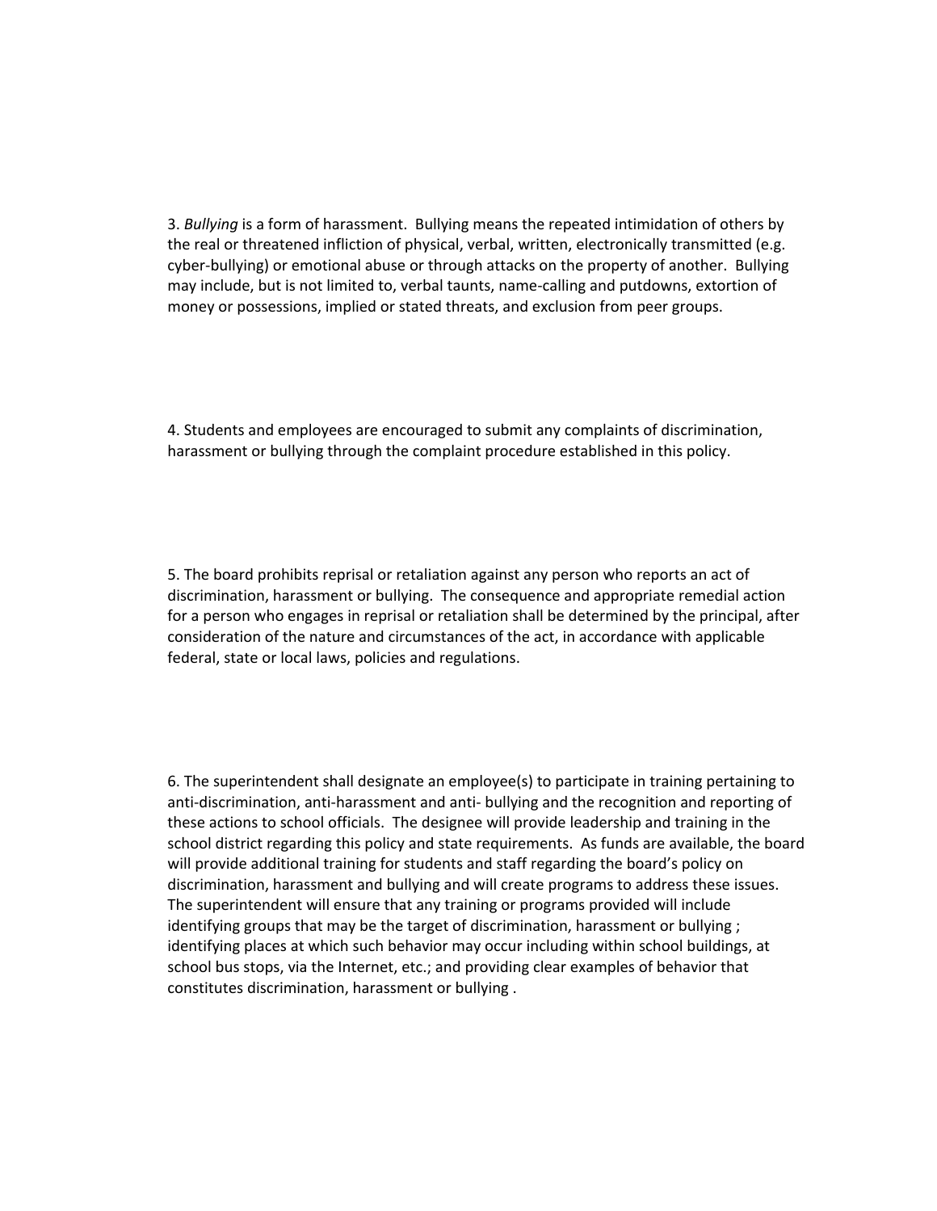3. *Bullying* is a form of harassment. Bullying means the repeated intimidation of others by the real or threatened infliction of physical, verbal, written, electronically transmitted (e.g. cyber-bullying) or emotional abuse or through attacks on the property of another. Bullying may include, but is not limited to, verbal taunts, name-calling and putdowns, extortion of money or possessions, implied or stated threats, and exclusion from peer groups.

4. Students and employees are encouraged to submit any complaints of discrimination, harassment or bullying through the complaint procedure established in this policy.

5. The board prohibits reprisal or retaliation against any person who reports an act of discrimination, harassment or bullying. The consequence and appropriate remedial action for a person who engages in reprisal or retaliation shall be determined by the principal, after consideration of the nature and circumstances of the act, in accordance with applicable federal, state or local laws, policies and regulations.

6. The superintendent shall designate an employee(s) to participate in training pertaining to anti-discrimination, anti-harassment and anti- bullying and the recognition and reporting of these actions to school officials. The designee will provide leadership and training in the school district regarding this policy and state requirements. As funds are available, the board will provide additional training for students and staff regarding the board's policy on discrimination, harassment and bullying and will create programs to address these issues. The superintendent will ensure that any training or programs provided will include identifying groups that may be the target of discrimination, harassment or bullying ; identifying places at which such behavior may occur including within school buildings, at school bus stops, via the Internet, etc.; and providing clear examples of behavior that constitutes discrimination, harassment or bullying .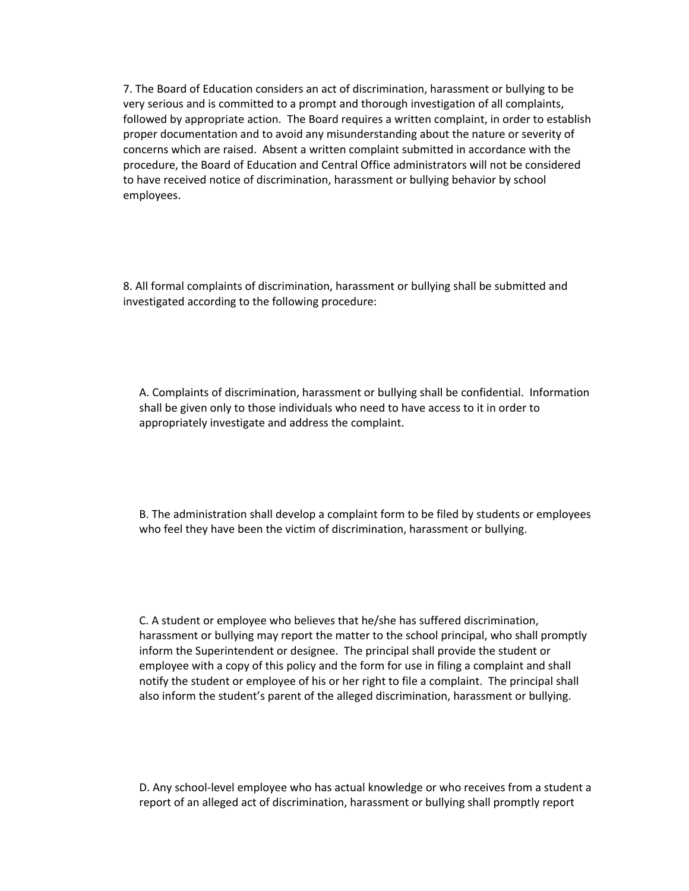7. The Board of Education considers an act of discrimination, harassment or bullying to be very serious and is committed to a prompt and thorough investigation of all complaints, followed by appropriate action. The Board requires a written complaint, in order to establish proper documentation and to avoid any misunderstanding about the nature or severity of concerns which are raised. Absent a written complaint submitted in accordance with the procedure, the Board of Education and Central Office administrators will not be considered to have received notice of discrimination, harassment or bullying behavior by school employees.

8. All formal complaints of discrimination, harassment or bullying shall be submitted and investigated according to the following procedure:

A. Complaints of discrimination, harassment or bullying shall be confidential. Information shall be given only to those individuals who need to have access to it in order to appropriately investigate and address the complaint.

B. The administration shall develop a complaint form to be filed by students or employees who feel they have been the victim of discrimination, harassment or bullying.

C. A student or employee who believes that he/she has suffered discrimination, harassment or bullying may report the matter to the school principal, who shall promptly inform the Superintendent or designee. The principal shall provide the student or employee with a copy of this policy and the form for use in filing a complaint and shall notify the student or employee of his or her right to file a complaint. The principal shall also inform the student's parent of the alleged discrimination, harassment or bullying.

D. Any school-level employee who has actual knowledge or who receives from a student a report of an alleged act of discrimination, harassment or bullying shall promptly report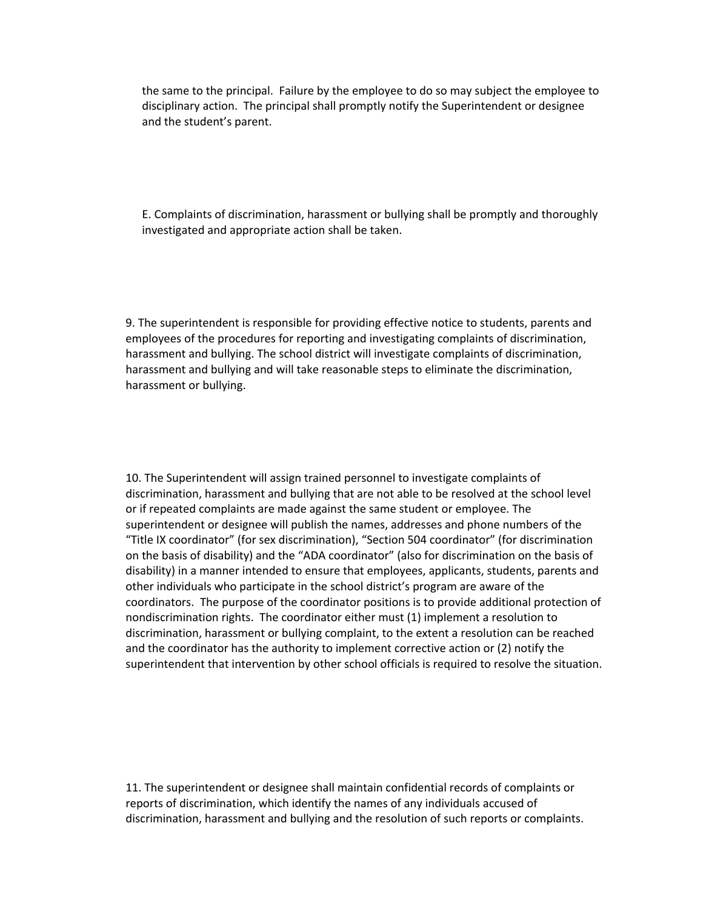the same to the principal. Failure by the employee to do so may subject the employee to disciplinary action. The principal shall promptly notify the Superintendent or designee and the student's parent.

E. Complaints of discrimination, harassment or bullying shall be promptly and thoroughly investigated and appropriate action shall be taken.

9. The superintendent is responsible for providing effective notice to students, parents and employees of the procedures for reporting and investigating complaints of discrimination, harassment and bullying. The school district will investigate complaints of discrimination, harassment and bullying and will take reasonable steps to eliminate the discrimination, harassment or bullying.

10. The Superintendent will assign trained personnel to investigate complaints of discrimination, harassment and bullying that are not able to be resolved at the school level or if repeated complaints are made against the same student or employee. The superintendent or designee will publish the names, addresses and phone numbers of the "Title IX coordinator" (for sex discrimination), "Section 504 coordinator" (for discrimination on the basis of disability) and the "ADA coordinator" (also for discrimination on the basis of disability) in a manner intended to ensure that employees, applicants, students, parents and other individuals who participate in the school district's program are aware of the coordinators. The purpose of the coordinator positions is to provide additional protection of nondiscrimination rights. The coordinator either must (1) implement a resolution to discrimination, harassment or bullying complaint, to the extent a resolution can be reached and the coordinator has the authority to implement corrective action or (2) notify the superintendent that intervention by other school officials is required to resolve the situation.

11. The superintendent or designee shall maintain confidential records of complaints or reports of discrimination, which identify the names of any individuals accused of discrimination, harassment and bullying and the resolution of such reports or complaints.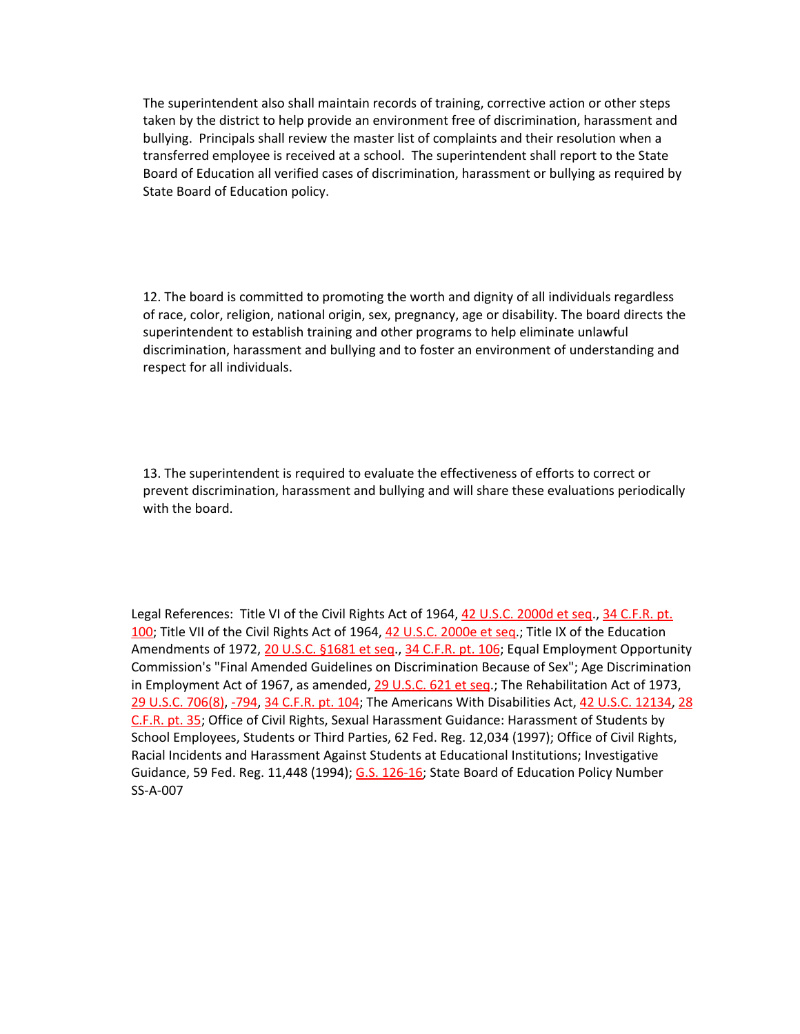The superintendent also shall maintain records of training, corrective action or other steps taken by the district to help provide an environment free of discrimination, harassment and bullying. Principals shall review the master list of complaints and their resolution when a transferred employee is received at a school. The superintendent shall report to the State Board of Education all verified cases of discrimination, harassment or bullying as required by State Board of Education policy.

12. The board is committed to promoting the worth and dignity of all individuals regardless of race, color, religion, national origin, sex, pregnancy, age or disability. The board directs the superintendent to establish training and other programs to help eliminate unlawful discrimination, harassment and bullying and to foster an environment of understanding and respect for all individuals.

13. The superintendent is required to evaluate the effectiveness of efforts to correct or prevent discrimination, harassment and bullying and will share these evaluations periodically with the board.

Legal References: Title VI of the Civil Rights Act of 1964, 42 U.S.C. 2000d et seq., 34 C.F.R. pt. 100; Title VII of the Civil Rights Act of 1964, 42 U.S.C. 2000e et seq.; Title IX of the Education Amendments of 1972, 20 U.S.C. §1681 et seq., 34 C.F.R. pt. 106; Equal Employment Opportunity Commission's "Final Amended Guidelines on Discrimination Because of Sex"; Age Discrimination in Employment Act of 1967, as amended, 29 U.S.C. 621 et seq.; The Rehabilitation Act of 1973, 29 U.S.C. 706(8), -794, 34 C.F.R. pt. 104; The Americans With Disabilities Act, 42 U.S.C. 12134, 28 C.F.R. pt. 35; Office of Civil Rights, Sexual Harassment Guidance: Harassment of Students by School Employees, Students or Third Parties, 62 Fed. Reg. 12,034 (1997); Office of Civil Rights, Racial Incidents and Harassment Against Students at Educational Institutions; Investigative Guidance, 59 Fed. Reg. 11,448 (1994); G.S. 126-16; State Board of Education Policy Number SS-A-007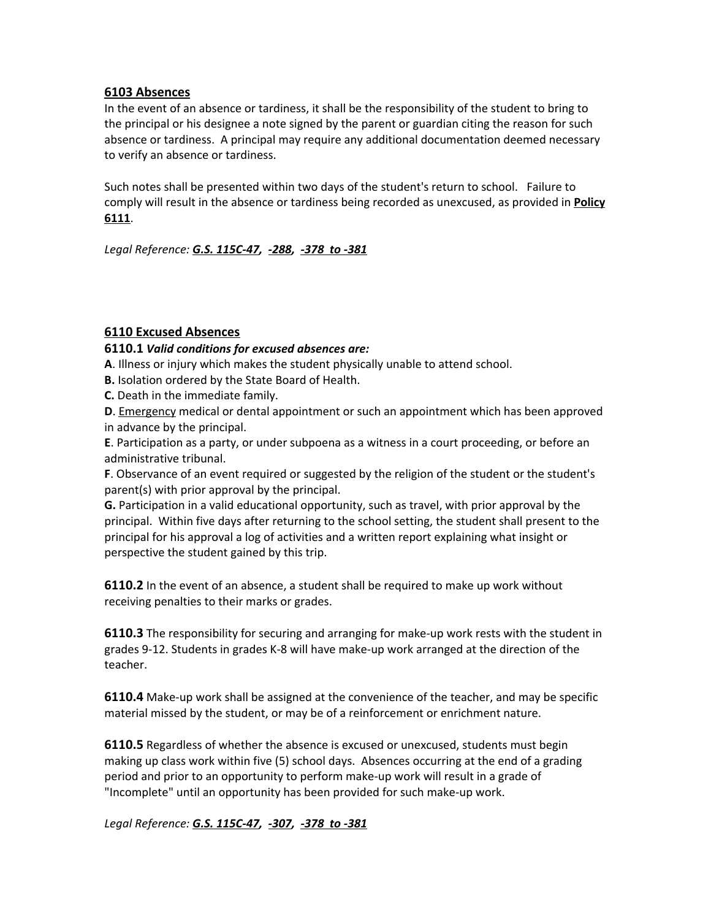## 6103 Absences

In the event of an absence or tardiness, it shall be the responsibility of the student to bring to the principal or his designee a note signed by the parent or guardian citing the reason for such absence or tardiness. A principal may require any additional documentation deemed necessary to verify an absence or tardiness.

Such notes shall be presented within two days of the student's return to school. Failure to comply will result in the absence or tardiness being recorded as unexcused, as provided in **Policy 6111**.

*Legal Reference:* ***G.S. 115C-47, -288, -378 to -381***

## 6110 Excused Absences

**6110.1** ***Valid conditions for excused absences are:***

**A**. Illness or injury which makes the student physically unable to attend school.
**B.** Isolation ordered by the State Board of Health.
**C.** Death in the immediate family.
**D**. Emergency medical or dental appointment or such an appointment which has been approved in advance by the principal.
**E**. Participation as a party, or under subpoena as a witness in a court proceeding, or before an administrative tribunal.
**F**. Observance of an event required or suggested by the religion of the student or the student's parent(s) with prior approval by the principal.
**G.** Participation in a valid educational opportunity, such as travel, with prior approval by the principal. Within five days after returning to the school setting, the student shall present to the principal for his approval a log of activities and a written report explaining what insight or perspective the student gained by this trip.

**6110.2** In the event of an absence, a student shall be required to make up work without receiving penalties to their marks or grades.

**6110.3** The responsibility for securing and arranging for make-up work rests with the student in grades 9-12. Students in grades K-8 will have make-up work arranged at the direction of the teacher.

**6110.4** Make-up work shall be assigned at the convenience of the teacher, and may be specific material missed by the student, or may be of a reinforcement or enrichment nature.

**6110.5** Regardless of whether the absence is excused or unexcused, students must begin making up class work within five (5) school days. Absences occurring at the end of a grading period and prior to an opportunity to perform make-up work will result in a grade of "Incomplete" until an opportunity has been provided for such make-up work.

*Legal Reference:* ***G.S. 115C-47, -307, -378 to -381***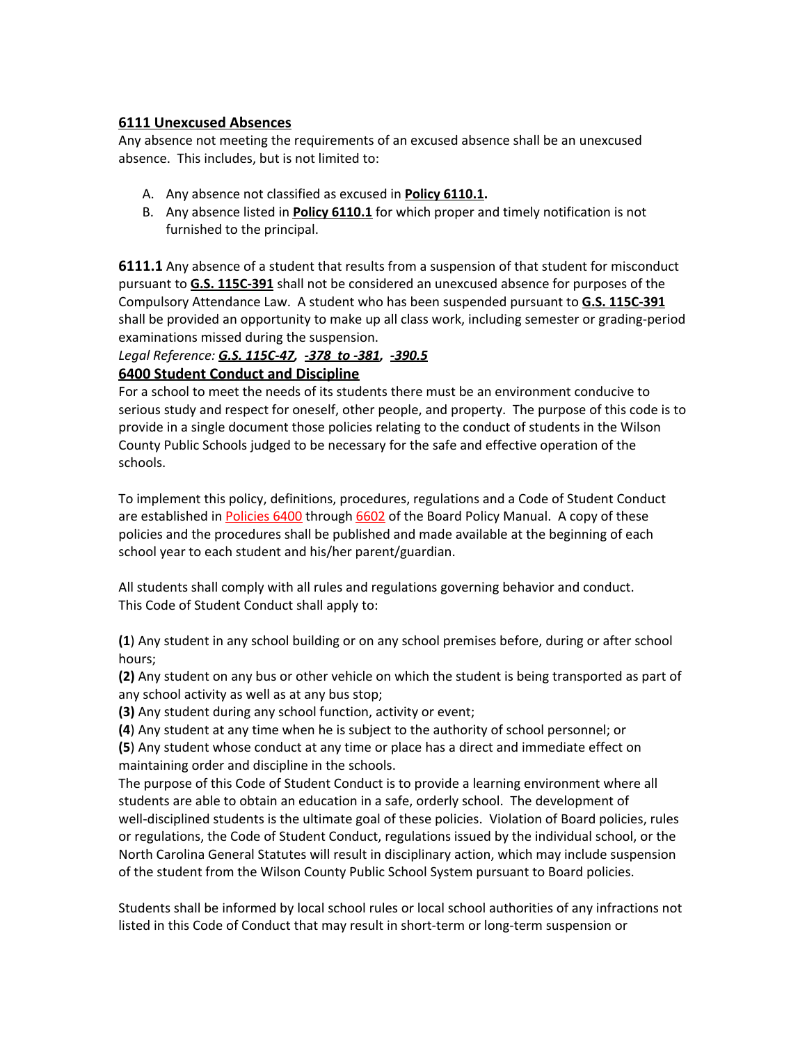## 6111 Unexcused Absences

Any absence not meeting the requirements of an excused absence shall be an unexcused absence. This includes, but is not limited to:

A. Any absence not classified as excused in **Policy 6110.1.**
B. Any absence listed in **Policy 6110.1** for which proper and timely notification is not furnished to the principal.

**6111.1** Any absence of a student that results from a suspension of that student for misconduct pursuant to **G.S. 115C-391** shall not be considered an unexcused absence for purposes of the Compulsory Attendance Law. A student who has been suspended pursuant to **G.S. 115C-391** shall be provided an opportunity to make up all class work, including semester or grading-period examinations missed during the suspension.

*Legal Reference:* ***G.S. 115C-47, -378 to -381, -390.5***

## 6400 Student Conduct and Discipline

For a school to meet the needs of its students there must be an environment conducive to serious study and respect for oneself, other people, and property. The purpose of this code is to provide in a single document those policies relating to the conduct of students in the Wilson County Public Schools judged to be necessary for the safe and effective operation of the schools.

To implement this policy, definitions, procedures, regulations and a Code of Student Conduct are established in Policies 6400 through 6602 of the Board Policy Manual. A copy of these policies and the procedures shall be published and made available at the beginning of each school year to each student and his/her parent/guardian.

All students shall comply with all rules and regulations governing behavior and conduct. This Code of Student Conduct shall apply to:

**(1)** Any student in any school building or on any school premises before, during or after school hours;
**(2)** Any student on any bus or other vehicle on which the student is being transported as part of any school activity as well as at any bus stop;
**(3)** Any student during any school function, activity or event;
**(4)** Any student at any time when he is subject to the authority of school personnel; or
**(5)** Any student whose conduct at any time or place has a direct and immediate effect on maintaining order and discipline in the schools.

The purpose of this Code of Student Conduct is to provide a learning environment where all students are able to obtain an education in a safe, orderly school. The development of well-disciplined students is the ultimate goal of these policies. Violation of Board policies, rules or regulations, the Code of Student Conduct, regulations issued by the individual school, or the North Carolina General Statutes will result in disciplinary action, which may include suspension of the student from the Wilson County Public School System pursuant to Board policies.

Students shall be informed by local school rules or local school authorities of any infractions not listed in this Code of Conduct that may result in short-term or long-term suspension or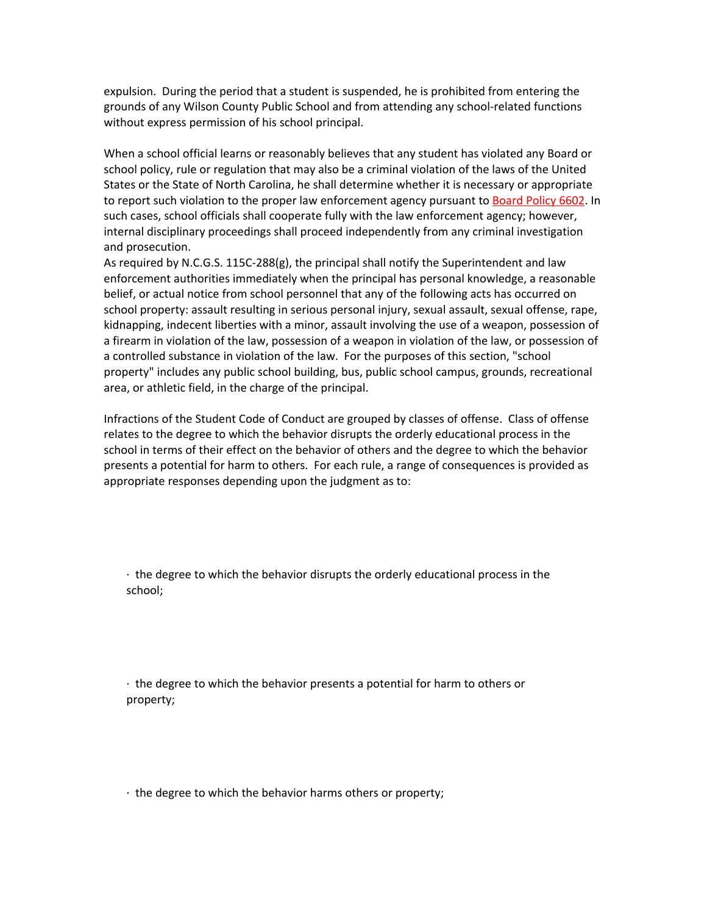expulsion. During the period that a student is suspended, he is prohibited from entering the grounds of any Wilson County Public School and from attending any school-related functions without express permission of his school principal.

When a school official learns or reasonably believes that any student has violated any Board or school policy, rule or regulation that may also be a criminal violation of the laws of the United States or the State of North Carolina, he shall determine whether it is necessary or appropriate to report such violation to the proper law enforcement agency pursuant to Board Policy 6602. In such cases, school officials shall cooperate fully with the law enforcement agency; however, internal disciplinary proceedings shall proceed independently from any criminal investigation and prosecution.
As required by N.C.G.S. 115C-288(g), the principal shall notify the Superintendent and law enforcement authorities immediately when the principal has personal knowledge, a reasonable belief, or actual notice from school personnel that any of the following acts has occurred on school property: assault resulting in serious personal injury, sexual assault, sexual offense, rape, kidnapping, indecent liberties with a minor, assault involving the use of a weapon, possession of a firearm in violation of the law, possession of a weapon in violation of the law, or possession of a controlled substance in violation of the law. For the purposes of this section, "school property" includes any public school building, bus, public school campus, grounds, recreational area, or athletic field, in the charge of the principal.

Infractions of the Student Code of Conduct are grouped by classes of offense. Class of offense relates to the degree to which the behavior disrupts the orderly educational process in the school in terms of their effect on the behavior of others and the degree to which the behavior presents a potential for harm to others. For each rule, a range of consequences is provided as appropriate responses depending upon the judgment as to:

- the degree to which the behavior disrupts the orderly educational process in the school;
- the degree to which the behavior presents a potential for harm to others or property;
- the degree to which the behavior harms others or property;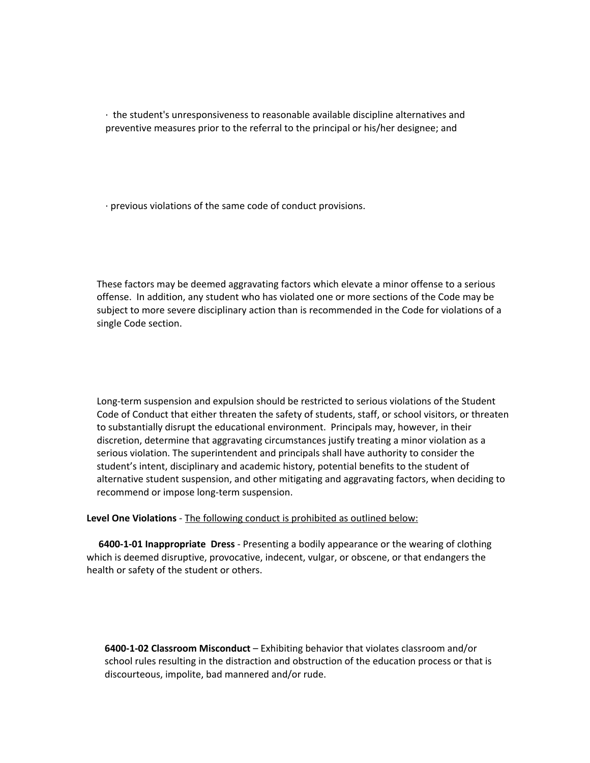- the student's unresponsiveness to reasonable available discipline alternatives and preventive measures prior to the referral to the principal or his/her designee; and

- previous violations of the same code of conduct provisions.

These factors may be deemed aggravating factors which elevate a minor offense to a serious offense. In addition, any student who has violated one or more sections of the Code may be subject to more severe disciplinary action than is recommended in the Code for violations of a single Code section.

Long-term suspension and expulsion should be restricted to serious violations of the Student Code of Conduct that either threaten the safety of students, staff, or school visitors, or threaten to substantially disrupt the educational environment. Principals may, however, in their discretion, determine that aggravating circumstances justify treating a minor violation as a serious violation. The superintendent and principals shall have authority to consider the student's intent, disciplinary and academic history, potential benefits to the student of alternative student suspension, and other mitigating and aggravating factors, when deciding to recommend or impose long-term suspension.

**Level One Violations** - <u>The following conduct is prohibited as outlined below:</u>

**6400-1-01 Inappropriate Dress** - Presenting a bodily appearance or the wearing of clothing which is deemed disruptive, provocative, indecent, vulgar, or obscene, or that endangers the health or safety of the student or others.

**6400-1-02 Classroom Misconduct** – Exhibiting behavior that violates classroom and/or school rules resulting in the distraction and obstruction of the education process or that is discourteous, impolite, bad mannered and/or rude.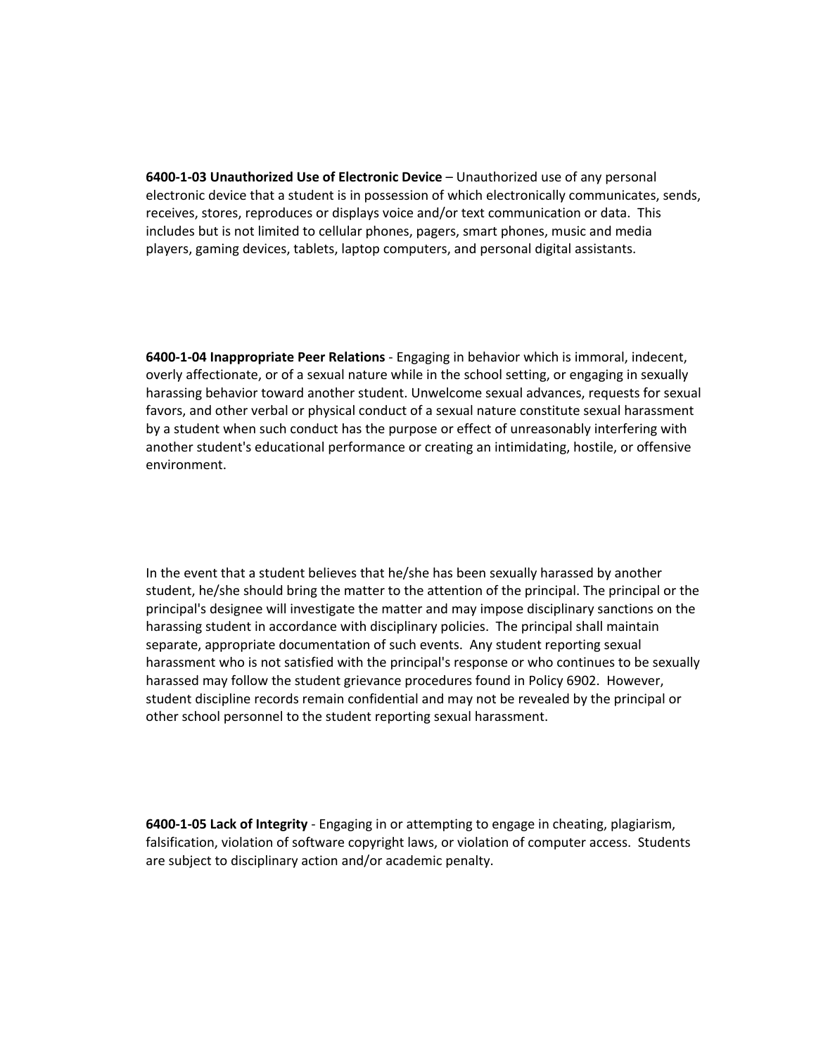**6400-1-03 Unauthorized Use of Electronic Device** – Unauthorized use of any personal electronic device that a student is in possession of which electronically communicates, sends, receives, stores, reproduces or displays voice and/or text communication or data. This includes but is not limited to cellular phones, pagers, smart phones, music and media players, gaming devices, tablets, laptop computers, and personal digital assistants.

**6400-1-04 Inappropriate Peer Relations** - Engaging in behavior which is immoral, indecent, overly affectionate, or of a sexual nature while in the school setting, or engaging in sexually harassing behavior toward another student. Unwelcome sexual advances, requests for sexual favors, and other verbal or physical conduct of a sexual nature constitute sexual harassment by a student when such conduct has the purpose or effect of unreasonably interfering with another student's educational performance or creating an intimidating, hostile, or offensive environment.

In the event that a student believes that he/she has been sexually harassed by another student, he/she should bring the matter to the attention of the principal. The principal or the principal's designee will investigate the matter and may impose disciplinary sanctions on the harassing student in accordance with disciplinary policies. The principal shall maintain separate, appropriate documentation of such events. Any student reporting sexual harassment who is not satisfied with the principal's response or who continues to be sexually harassed may follow the student grievance procedures found in Policy 6902. However, student discipline records remain confidential and may not be revealed by the principal or other school personnel to the student reporting sexual harassment.

**6400-1-05 Lack of Integrity** - Engaging in or attempting to engage in cheating, plagiarism, falsification, violation of software copyright laws, or violation of computer access. Students are subject to disciplinary action and/or academic penalty.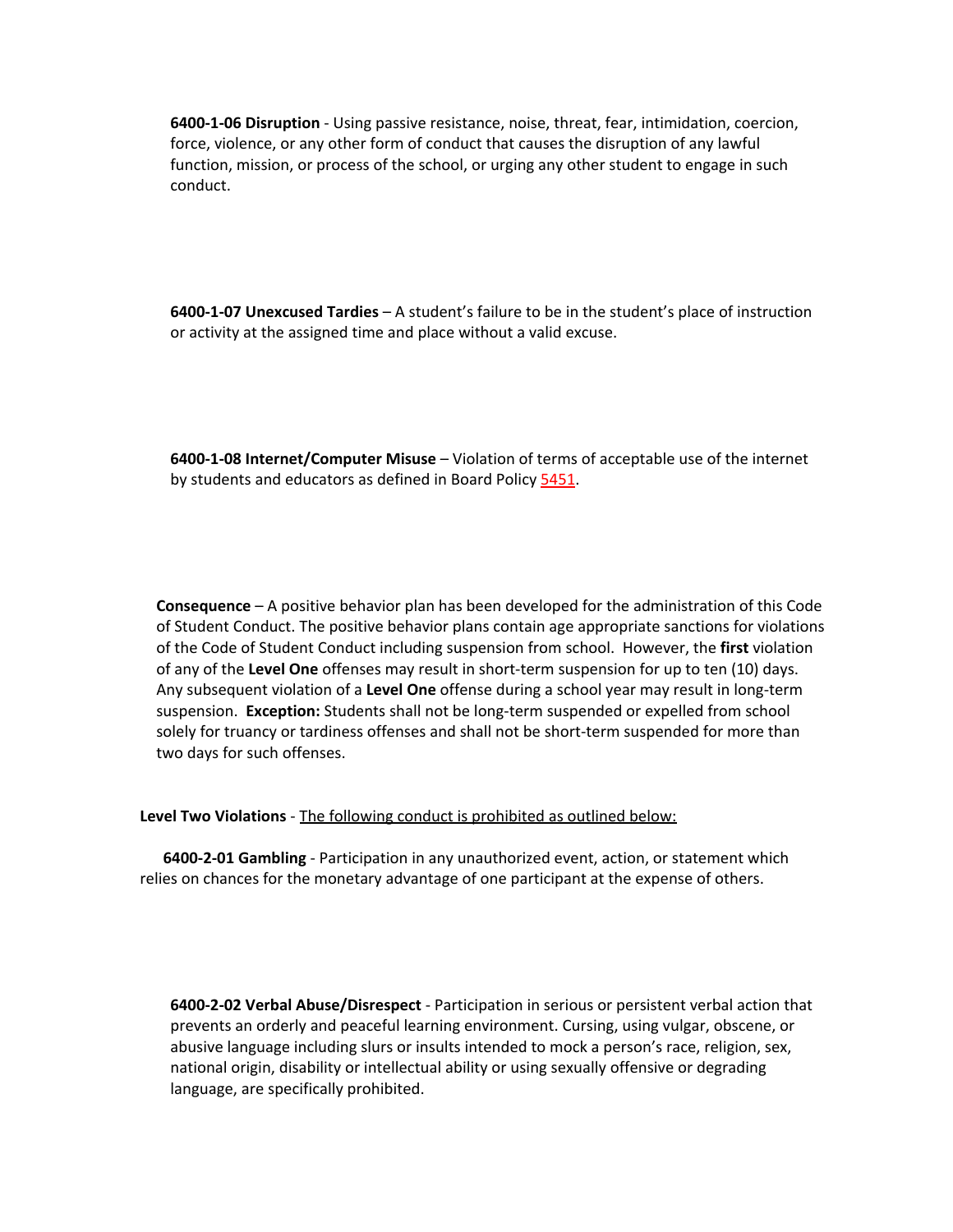**6400-1-06 Disruption** - Using passive resistance, noise, threat, fear, intimidation, coercion, force, violence, or any other form of conduct that causes the disruption of any lawful function, mission, or process of the school, or urging any other student to engage in such conduct.

**6400-1-07 Unexcused Tardies** – A student's failure to be in the student's place of instruction or activity at the assigned time and place without a valid excuse.

**6400-1-08 Internet/Computer Misuse** – Violation of terms of acceptable use of the internet by students and educators as defined in Board Policy 5451.

**Consequence** – A positive behavior plan has been developed for the administration of this Code of Student Conduct. The positive behavior plans contain age appropriate sanctions for violations of the Code of Student Conduct including suspension from school. However, the **first** violation of any of the **Level One** offenses may result in short-term suspension for up to ten (10) days. Any subsequent violation of a **Level One** offense during a school year may result in long-term suspension. **Exception:** Students shall not be long-term suspended or expelled from school solely for truancy or tardiness offenses and shall not be short-term suspended for more than two days for such offenses.

**Level Two Violations** - The following conduct is prohibited as outlined below:

**6400-2-01 Gambling** - Participation in any unauthorized event, action, or statement which relies on chances for the monetary advantage of one participant at the expense of others.

**6400-2-02 Verbal Abuse/Disrespect** - Participation in serious or persistent verbal action that prevents an orderly and peaceful learning environment. Cursing, using vulgar, obscene, or abusive language including slurs or insults intended to mock a person's race, religion, sex, national origin, disability or intellectual ability or using sexually offensive or degrading language, are specifically prohibited.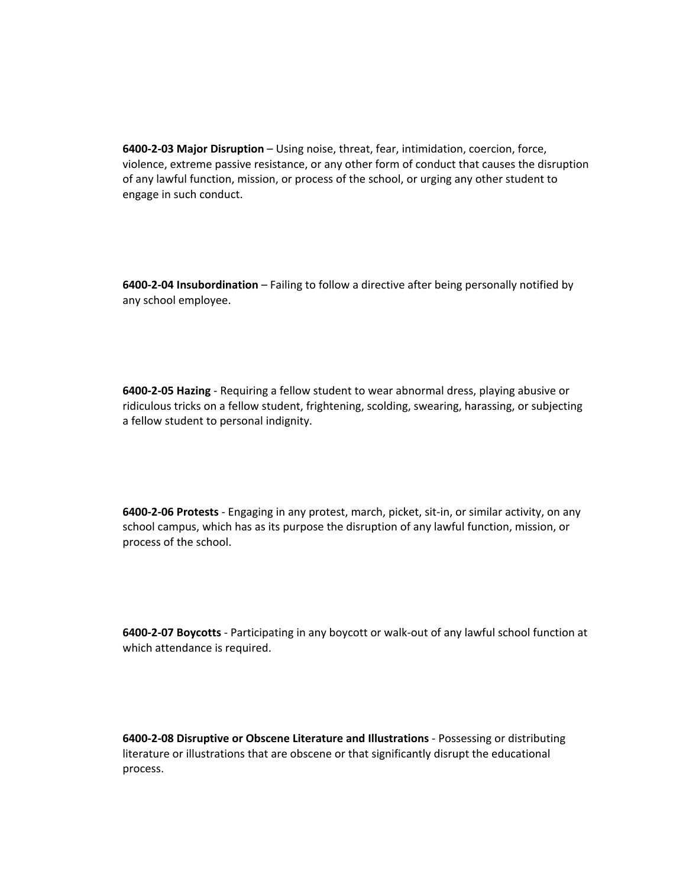**6400-2-03 Major Disruption** – Using noise, threat, fear, intimidation, coercion, force, violence, extreme passive resistance, or any other form of conduct that causes the disruption of any lawful function, mission, or process of the school, or urging any other student to engage in such conduct.

**6400-2-04 Insubordination** – Failing to follow a directive after being personally notified by any school employee.

**6400-2-05 Hazing** - Requiring a fellow student to wear abnormal dress, playing abusive or ridiculous tricks on a fellow student, frightening, scolding, swearing, harassing, or subjecting a fellow student to personal indignity.

**6400-2-06 Protests** - Engaging in any protest, march, picket, sit-in, or similar activity, on any school campus, which has as its purpose the disruption of any lawful function, mission, or process of the school.

**6400-2-07 Boycotts** - Participating in any boycott or walk-out of any lawful school function at which attendance is required.

**6400-2-08 Disruptive or Obscene Literature and Illustrations** - Possessing or distributing literature or illustrations that are obscene or that significantly disrupt the educational process.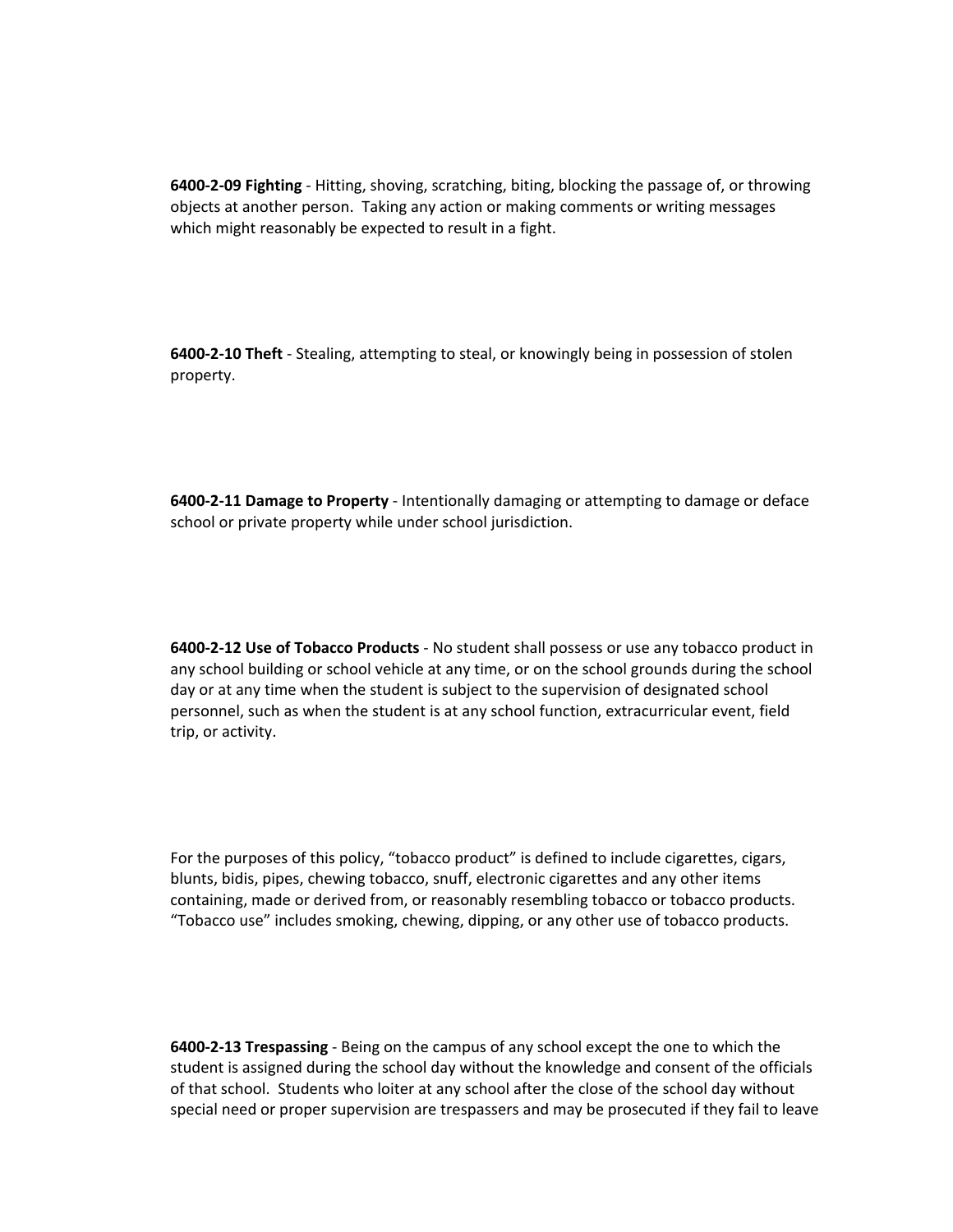**6400-2-09 Fighting** - Hitting, shoving, scratching, biting, blocking the passage of, or throwing objects at another person. Taking any action or making comments or writing messages which might reasonably be expected to result in a fight.

**6400-2-10 Theft** - Stealing, attempting to steal, or knowingly being in possession of stolen property.

**6400-2-11 Damage to Property** - Intentionally damaging or attempting to damage or deface school or private property while under school jurisdiction.

**6400-2-12 Use of Tobacco Products** - No student shall possess or use any tobacco product in any school building or school vehicle at any time, or on the school grounds during the school day or at any time when the student is subject to the supervision of designated school personnel, such as when the student is at any school function, extracurricular event, field trip, or activity.

For the purposes of this policy, "tobacco product" is defined to include cigarettes, cigars, blunts, bidis, pipes, chewing tobacco, snuff, electronic cigarettes and any other items containing, made or derived from, or reasonably resembling tobacco or tobacco products. "Tobacco use" includes smoking, chewing, dipping, or any other use of tobacco products.

**6400-2-13 Trespassing** - Being on the campus of any school except the one to which the student is assigned during the school day without the knowledge and consent of the officials of that school. Students who loiter at any school after the close of the school day without special need or proper supervision are trespassers and may be prosecuted if they fail to leave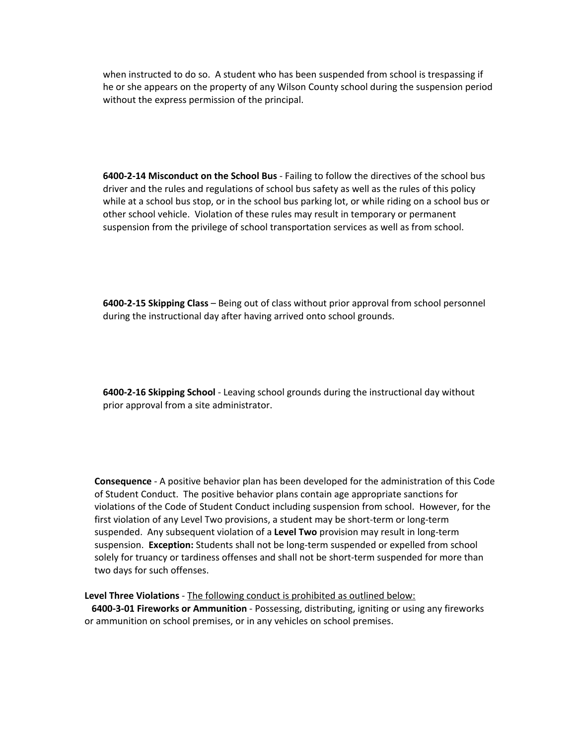when instructed to do so. A student who has been suspended from school is trespassing if he or she appears on the property of any Wilson County school during the suspension period without the express permission of the principal.

**6400-2-14 Misconduct on the School Bus** - Failing to follow the directives of the school bus driver and the rules and regulations of school bus safety as well as the rules of this policy while at a school bus stop, or in the school bus parking lot, or while riding on a school bus or other school vehicle. Violation of these rules may result in temporary or permanent suspension from the privilege of school transportation services as well as from school.

**6400-2-15 Skipping Class** – Being out of class without prior approval from school personnel during the instructional day after having arrived onto school grounds.

**6400-2-16 Skipping School** - Leaving school grounds during the instructional day without prior approval from a site administrator.

**Consequence** - A positive behavior plan has been developed for the administration of this Code of Student Conduct. The positive behavior plans contain age appropriate sanctions for violations of the Code of Student Conduct including suspension from school. However, for the first violation of any Level Two provisions, a student may be short-term or long-term suspended. Any subsequent violation of a **Level Two** provision may result in long-term suspension. **Exception:** Students shall not be long-term suspended or expelled from school solely for truancy or tardiness offenses and shall not be short-term suspended for more than two days for such offenses.

**Level Three Violations** - The following conduct is prohibited as outlined below:

**6400-3-01 Fireworks or Ammunition** - Possessing, distributing, igniting or using any fireworks or ammunition on school premises, or in any vehicles on school premises.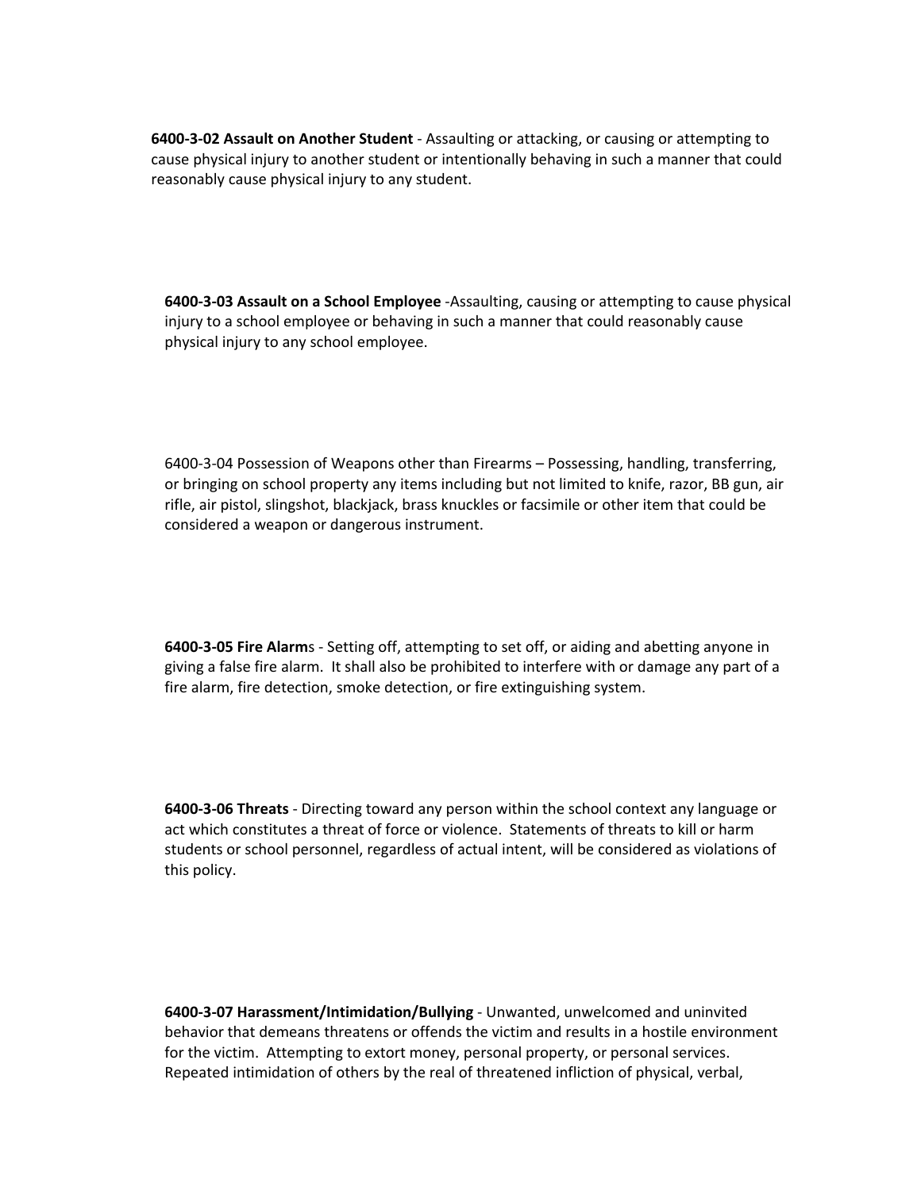**6400-3-02 Assault on Another Student** - Assaulting or attacking, or causing or attempting to cause physical injury to another student or intentionally behaving in such a manner that could reasonably cause physical injury to any student.

**6400-3-03 Assault on a School Employee** -Assaulting, causing or attempting to cause physical injury to a school employee or behaving in such a manner that could reasonably cause physical injury to any school employee.

6400-3-04 Possession of Weapons other than Firearms – Possessing, handling, transferring, or bringing on school property any items including but not limited to knife, razor, BB gun, air rifle, air pistol, slingshot, blackjack, brass knuckles or facsimile or other item that could be considered a weapon or dangerous instrument.

**6400-3-05 Fire Alarm**s - Setting off, attempting to set off, or aiding and abetting anyone in giving a false fire alarm. It shall also be prohibited to interfere with or damage any part of a fire alarm, fire detection, smoke detection, or fire extinguishing system.

**6400-3-06 Threats** - Directing toward any person within the school context any language or act which constitutes a threat of force or violence. Statements of threats to kill or harm students or school personnel, regardless of actual intent, will be considered as violations of this policy.

**6400-3-07 Harassment/Intimidation/Bullying** - Unwanted, unwelcomed and uninvited behavior that demeans threatens or offends the victim and results in a hostile environment for the victim. Attempting to extort money, personal property, or personal services. Repeated intimidation of others by the real of threatened infliction of physical, verbal,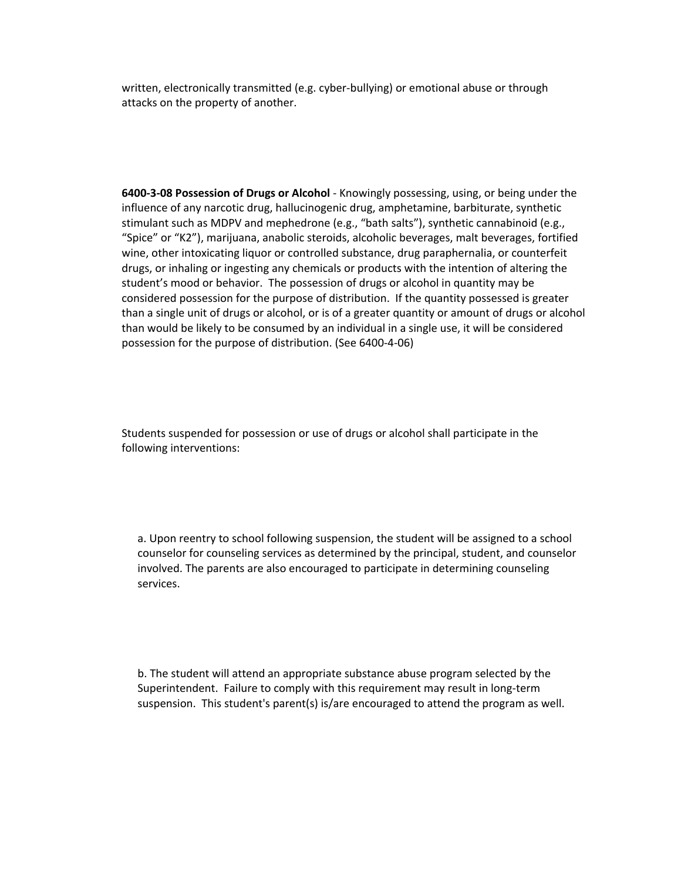written, electronically transmitted (e.g. cyber-bullying) or emotional abuse or through attacks on the property of another.

**6400-3-08 Possession of Drugs or Alcohol** - Knowingly possessing, using, or being under the influence of any narcotic drug, hallucinogenic drug, amphetamine, barbiturate, synthetic stimulant such as MDPV and mephedrone (e.g., “bath salts”), synthetic cannabinoid (e.g., “Spice” or “K2”), marijuana, anabolic steroids, alcoholic beverages, malt beverages, fortified wine, other intoxicating liquor or controlled substance, drug paraphernalia, or counterfeit drugs, or inhaling or ingesting any chemicals or products with the intention of altering the student’s mood or behavior. The possession of drugs or alcohol in quantity may be considered possession for the purpose of distribution. If the quantity possessed is greater than a single unit of drugs or alcohol, or is of a greater quantity or amount of drugs or alcohol than would be likely to be consumed by an individual in a single use, it will be considered possession for the purpose of distribution. (See 6400-4-06)

Students suspended for possession or use of drugs or alcohol shall participate in the following interventions:

a. Upon reentry to school following suspension, the student will be assigned to a school counselor for counseling services as determined by the principal, student, and counselor involved. The parents are also encouraged to participate in determining counseling services.

b. The student will attend an appropriate substance abuse program selected by the Superintendent. Failure to comply with this requirement may result in long-term suspension. This student's parent(s) is/are encouraged to attend the program as well.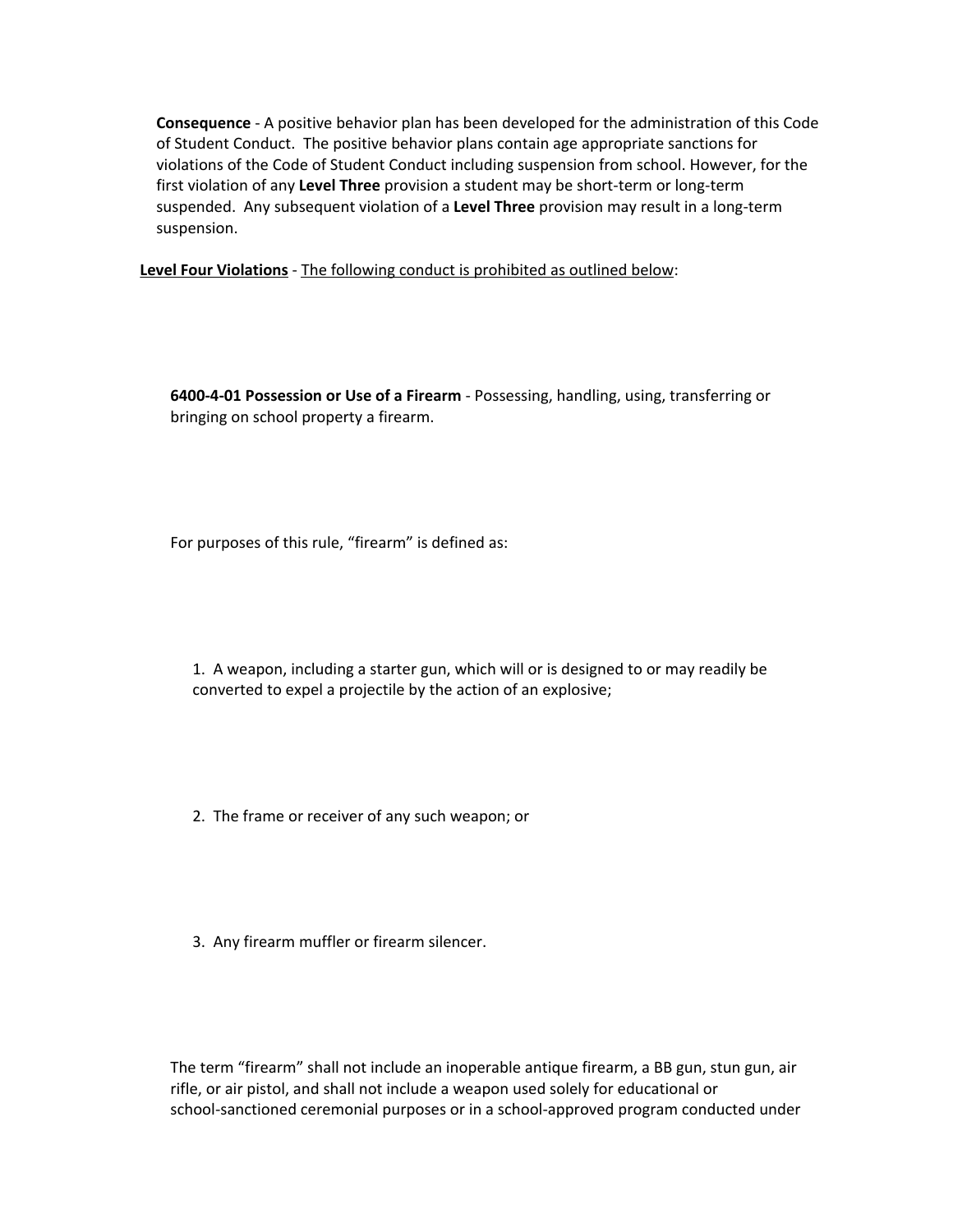**Consequence** - A positive behavior plan has been developed for the administration of this Code of Student Conduct. The positive behavior plans contain age appropriate sanctions for violations of the Code of Student Conduct including suspension from school. However, for the first violation of any **Level Three** provision a student may be short-term or long-term suspended. Any subsequent violation of a **Level Three** provision may result in a long-term suspension.

**Level Four Violations** - The following conduct is prohibited as outlined below:

**6400-4-01 Possession or Use of a Firearm** - Possessing, handling, using, transferring or bringing on school property a firearm.

For purposes of this rule, "firearm" is defined as:

1. A weapon, including a starter gun, which will or is designed to or may readily be converted to expel a projectile by the action of an explosive;

2. The frame or receiver of any such weapon; or

3. Any firearm muffler or firearm silencer.

The term "firearm" shall not include an inoperable antique firearm, a BB gun, stun gun, air rifle, or air pistol, and shall not include a weapon used solely for educational or school-sanctioned ceremonial purposes or in a school-approved program conducted under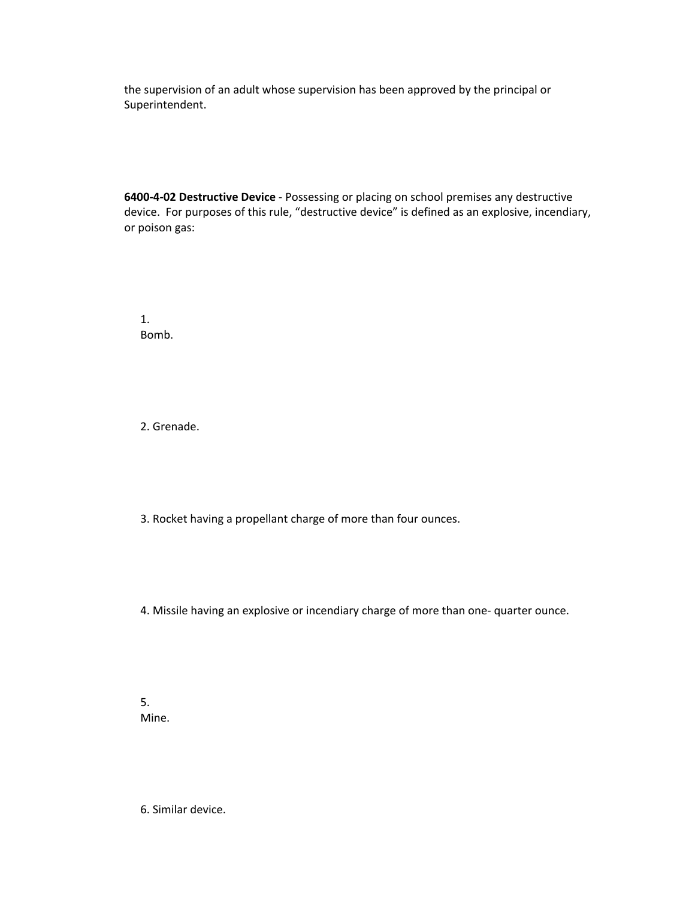the supervision of an adult whose supervision has been approved by the principal or Superintendent.

**6400-4-02 Destructive Device** - Possessing or placing on school premises any destructive device. For purposes of this rule, "destructive device" is defined as an explosive, incendiary, or poison gas:

1. Bomb.
2. Grenade.
3. Rocket having a propellant charge of more than four ounces.
4. Missile having an explosive or incendiary charge of more than one- quarter ounce.
5. Mine.
6. Similar device.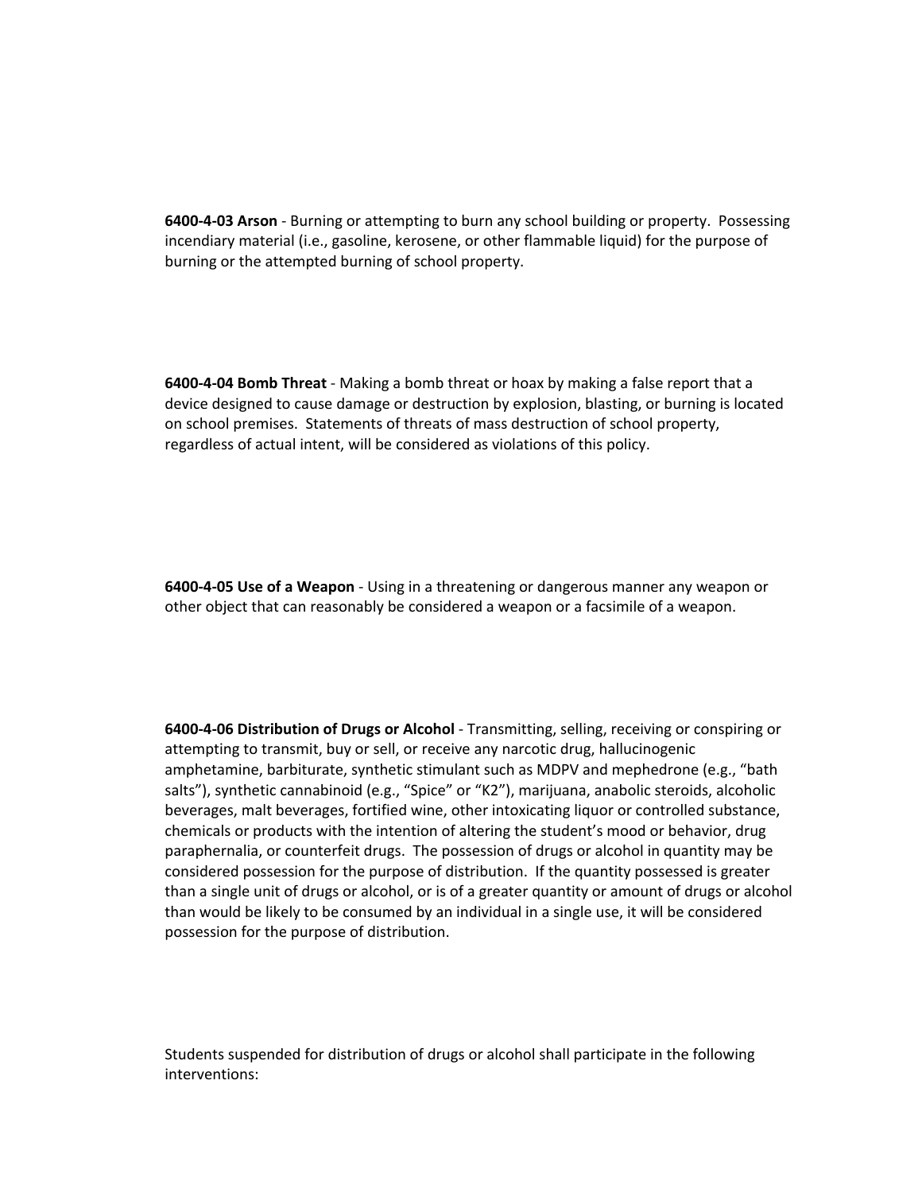**6400-4-03 Arson** - Burning or attempting to burn any school building or property. Possessing incendiary material (i.e., gasoline, kerosene, or other flammable liquid) for the purpose of burning or the attempted burning of school property.

**6400-4-04 Bomb Threat** - Making a bomb threat or hoax by making a false report that a device designed to cause damage or destruction by explosion, blasting, or burning is located on school premises. Statements of threats of mass destruction of school property, regardless of actual intent, will be considered as violations of this policy.

**6400-4-05 Use of a Weapon** - Using in a threatening or dangerous manner any weapon or other object that can reasonably be considered a weapon or a facsimile of a weapon.

**6400-4-06 Distribution of Drugs or Alcohol** - Transmitting, selling, receiving or conspiring or attempting to transmit, buy or sell, or receive any narcotic drug, hallucinogenic amphetamine, barbiturate, synthetic stimulant such as MDPV and mephedrone (e.g., "bath salts"), synthetic cannabinoid (e.g., "Spice" or "K2"), marijuana, anabolic steroids, alcoholic beverages, malt beverages, fortified wine, other intoxicating liquor or controlled substance, chemicals or products with the intention of altering the student's mood or behavior, drug paraphernalia, or counterfeit drugs. The possession of drugs or alcohol in quantity may be considered possession for the purpose of distribution. If the quantity possessed is greater than a single unit of drugs or alcohol, or is of a greater quantity or amount of drugs or alcohol than would be likely to be consumed by an individual in a single use, it will be considered possession for the purpose of distribution.

Students suspended for distribution of drugs or alcohol shall participate in the following interventions: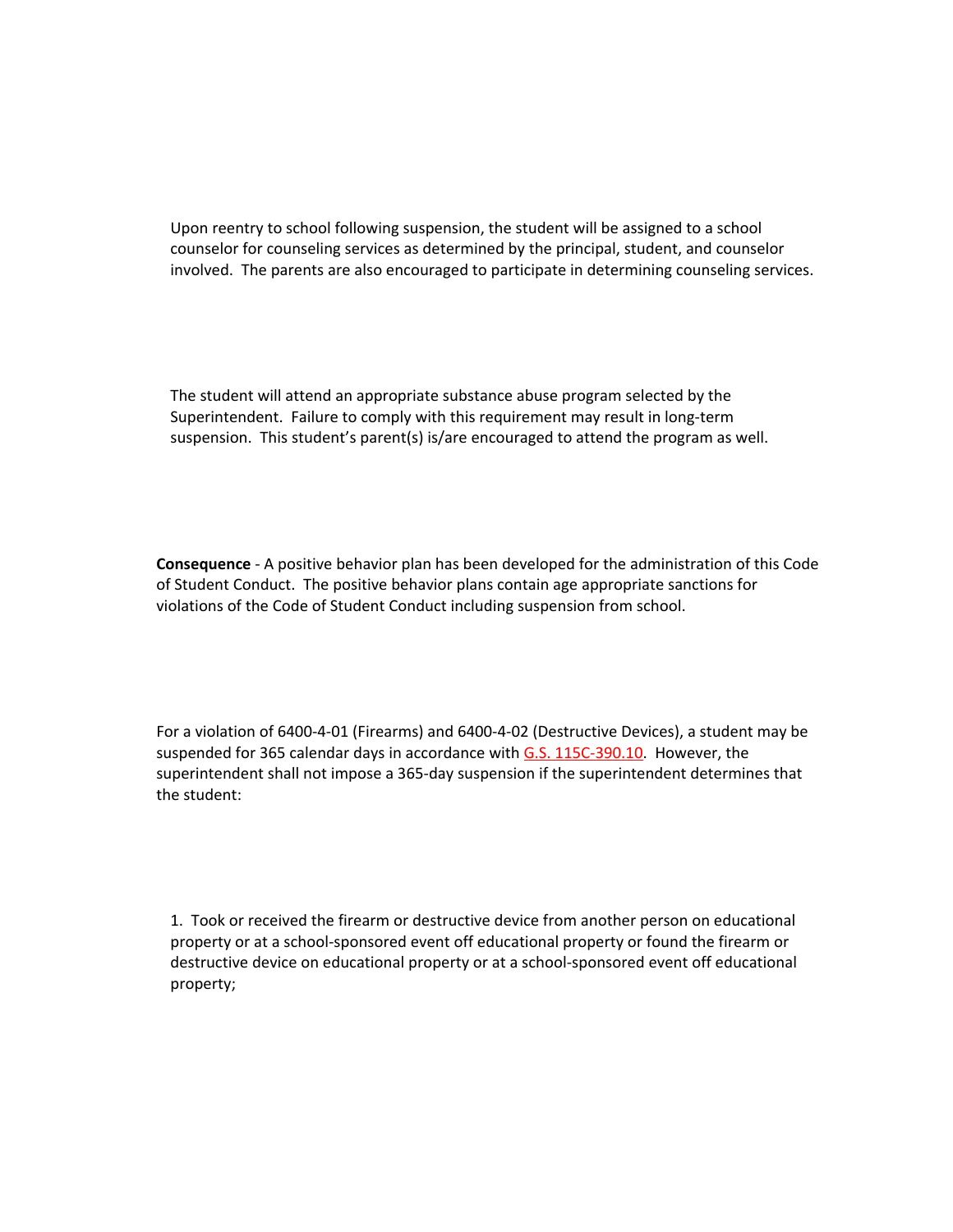Upon reentry to school following suspension, the student will be assigned to a school counselor for counseling services as determined by the principal, student, and counselor involved. The parents are also encouraged to participate in determining counseling services.

The student will attend an appropriate substance abuse program selected by the Superintendent. Failure to comply with this requirement may result in long-term suspension. This student's parent(s) is/are encouraged to attend the program as well.

**Consequence** - A positive behavior plan has been developed for the administration of this Code of Student Conduct. The positive behavior plans contain age appropriate sanctions for violations of the Code of Student Conduct including suspension from school.

For a violation of 6400-4-01 (Firearms) and 6400-4-02 (Destructive Devices), a student may be suspended for 365 calendar days in accordance with G.S. 115C-390.10. However, the superintendent shall not impose a 365-day suspension if the superintendent determines that the student:

1. Took or received the firearm or destructive device from another person on educational property or at a school-sponsored event off educational property or found the firearm or destructive device on educational property or at a school-sponsored event off educational property;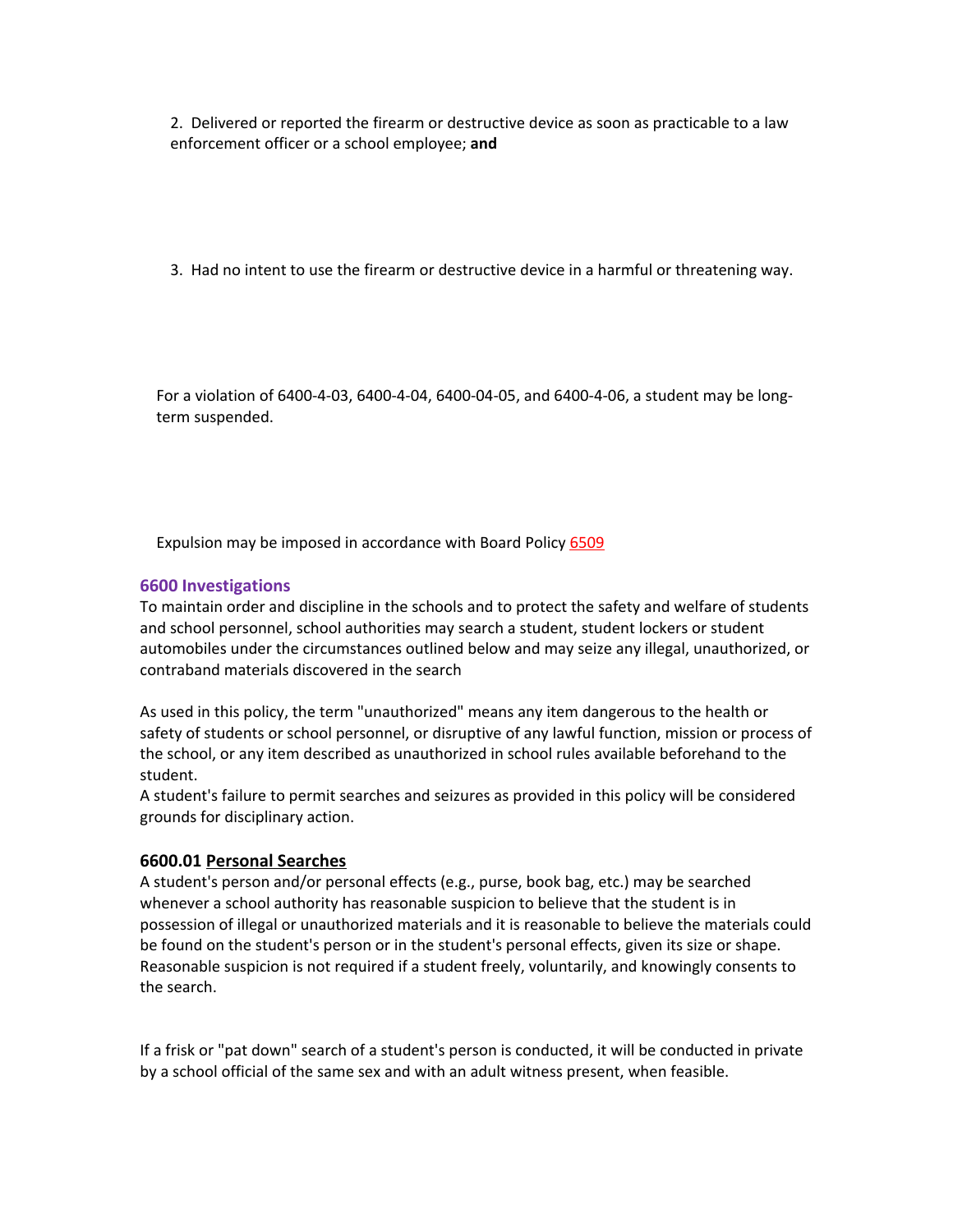2. Delivered or reported the firearm or destructive device as soon as practicable to a law enforcement officer or a school employee; **and**

3. Had no intent to use the firearm or destructive device in a harmful or threatening way.

For a violation of 6400-4-03, 6400-4-04, 6400-04-05, and 6400-4-06, a student may be long-term suspended.

Expulsion may be imposed in accordance with Board Policy 6509

## 6600 Investigations

To maintain order and discipline in the schools and to protect the safety and welfare of students and school personnel, school authorities may search a student, student lockers or student automobiles under the circumstances outlined below and may seize any illegal, unauthorized, or contraband materials discovered in the search

As used in this policy, the term "unauthorized" means any item dangerous to the health or safety of students or school personnel, or disruptive of any lawful function, mission or process of the school, or any item described as unauthorized in school rules available beforehand to the student.
A student's failure to permit searches and seizures as provided in this policy will be considered grounds for disciplinary action.

### 6600.01 Personal Searches

A student's person and/or personal effects (e.g., purse, book bag, etc.) may be searched whenever a school authority has reasonable suspicion to believe that the student is in possession of illegal or unauthorized materials and it is reasonable to believe the materials could be found on the student's person or in the student's personal effects, given its size or shape. Reasonable suspicion is not required if a student freely, voluntarily, and knowingly consents to the search.

If a frisk or "pat down" search of a student's person is conducted, it will be conducted in private by a school official of the same sex and with an adult witness present, when feasible.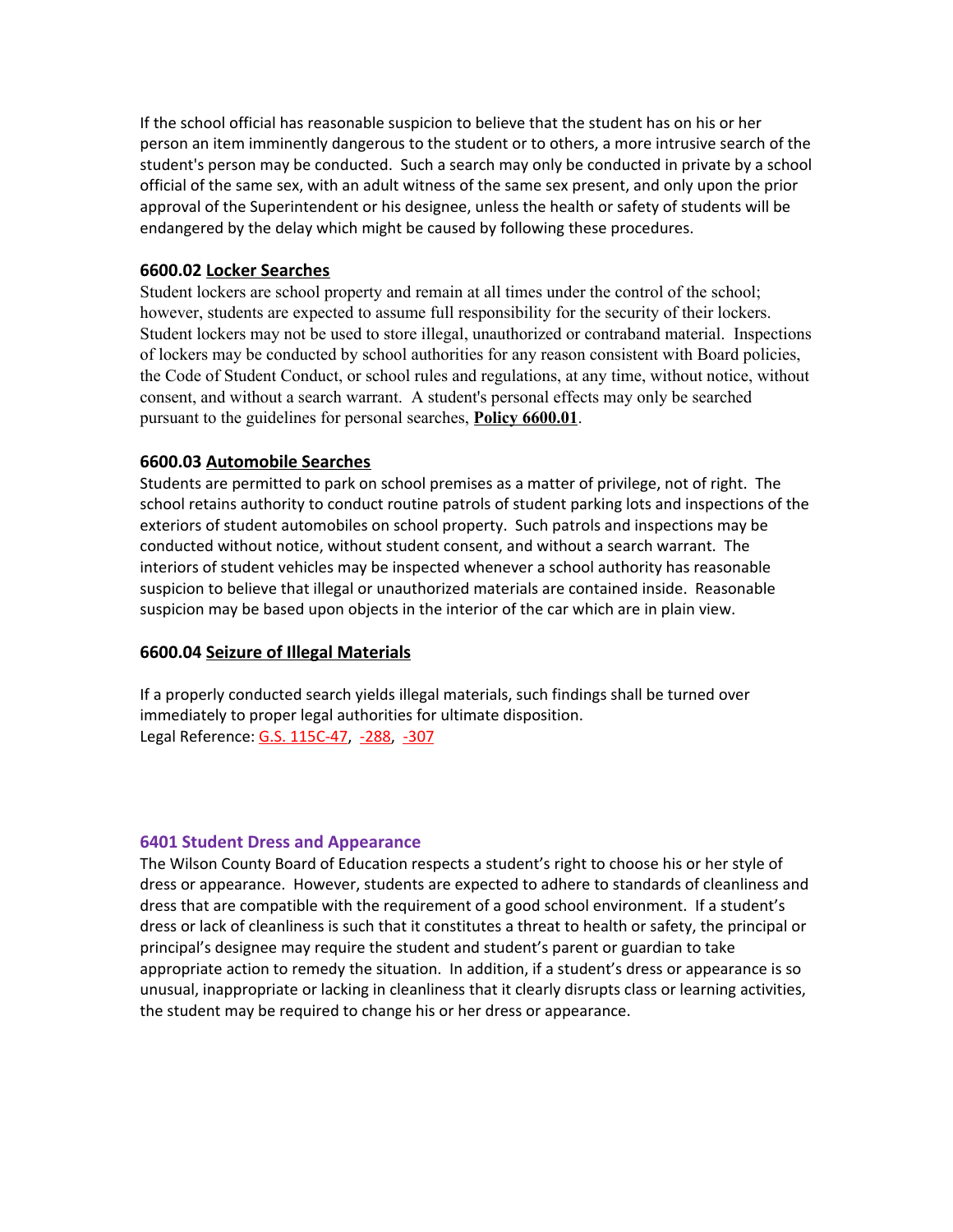If the school official has reasonable suspicion to believe that the student has on his or her person an item imminently dangerous to the student or to others, a more intrusive search of the student's person may be conducted. Such a search may only be conducted in private by a school official of the same sex, with an adult witness of the same sex present, and only upon the prior approval of the Superintendent or his designee, unless the health or safety of students will be endangered by the delay which might be caused by following these procedures.

### 6600.02 Locker Searches

Student lockers are school property and remain at all times under the control of the school; however, students are expected to assume full responsibility for the security of their lockers. Student lockers may not be used to store illegal, unauthorized or contraband material. Inspections of lockers may be conducted by school authorities for any reason consistent with Board policies, the Code of Student Conduct, or school rules and regulations, at any time, without notice, without consent, and without a search warrant. A student's personal effects may only be searched pursuant to the guidelines for personal searches, **Policy 6600.01**.

### 6600.03 Automobile Searches

Students are permitted to park on school premises as a matter of privilege, not of right. The school retains authority to conduct routine patrols of student parking lots and inspections of the exteriors of student automobiles on school property. Such patrols and inspections may be conducted without notice, without student consent, and without a search warrant. The interiors of student vehicles may be inspected whenever a school authority has reasonable suspicion to believe that illegal or unauthorized materials are contained inside. Reasonable suspicion may be based upon objects in the interior of the car which are in plain view.

### 6600.04 Seizure of Illegal Materials

If a properly conducted search yields illegal materials, such findings shall be turned over immediately to proper legal authorities for ultimate disposition.
Legal Reference: G.S. 115C-47, -288, -307

## 6401 Student Dress and Appearance

The Wilson County Board of Education respects a student's right to choose his or her style of dress or appearance. However, students are expected to adhere to standards of cleanliness and dress that are compatible with the requirement of a good school environment. If a student's dress or lack of cleanliness is such that it constitutes a threat to health or safety, the principal or principal's designee may require the student and student's parent or guardian to take appropriate action to remedy the situation. In addition, if a student's dress or appearance is so unusual, inappropriate or lacking in cleanliness that it clearly disrupts class or learning activities, the student may be required to change his or her dress or appearance.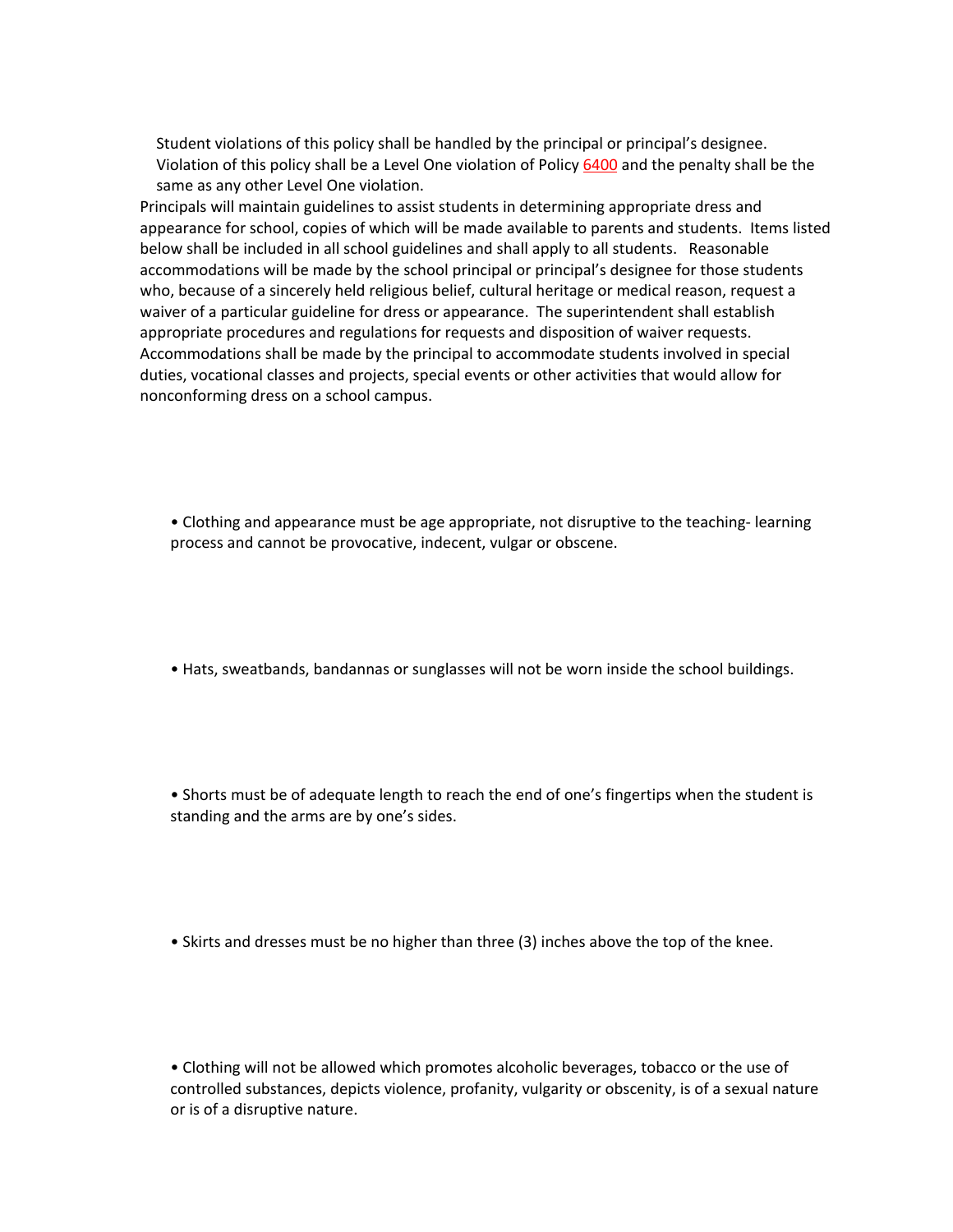Student violations of this policy shall be handled by the principal or principal's designee. Violation of this policy shall be a Level One violation of Policy 6400 and the penalty shall be the same as any other Level One violation.

Principals will maintain guidelines to assist students in determining appropriate dress and appearance for school, copies of which will be made available to parents and students. Items listed below shall be included in all school guidelines and shall apply to all students. Reasonable accommodations will be made by the school principal or principal's designee for those students who, because of a sincerely held religious belief, cultural heritage or medical reason, request a waiver of a particular guideline for dress or appearance. The superintendent shall establish appropriate procedures and regulations for requests and disposition of waiver requests. Accommodations shall be made by the principal to accommodate students involved in special duties, vocational classes and projects, special events or other activities that would allow for nonconforming dress on a school campus.

- Clothing and appearance must be age appropriate, not disruptive to the teaching- learning process and cannot be provocative, indecent, vulgar or obscene.

- Hats, sweatbands, bandannas or sunglasses will not be worn inside the school buildings.

- Shorts must be of adequate length to reach the end of one's fingertips when the student is standing and the arms are by one's sides.

- Skirts and dresses must be no higher than three (3) inches above the top of the knee.

- Clothing will not be allowed which promotes alcoholic beverages, tobacco or the use of controlled substances, depicts violence, profanity, vulgarity or obscenity, is of a sexual nature or is of a disruptive nature.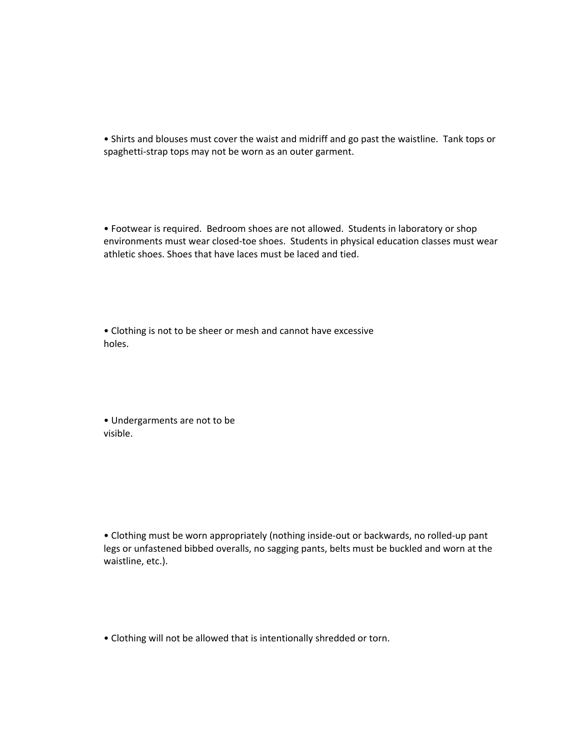- Shirts and blouses must cover the waist and midriff and go past the waistline. Tank tops or spaghetti-strap tops may not be worn as an outer garment.

- Footwear is required. Bedroom shoes are not allowed. Students in laboratory or shop environments must wear closed-toe shoes. Students in physical education classes must wear athletic shoes. Shoes that have laces must be laced and tied.

- Clothing is not to be sheer or mesh and cannot have excessive holes.

- Undergarments are not to be visible.

- Clothing must be worn appropriately (nothing inside-out or backwards, no rolled-up pant legs or unfastened bibbed overalls, no sagging pants, belts must be buckled and worn at the waistline, etc.).

- Clothing will not be allowed that is intentionally shredded or torn.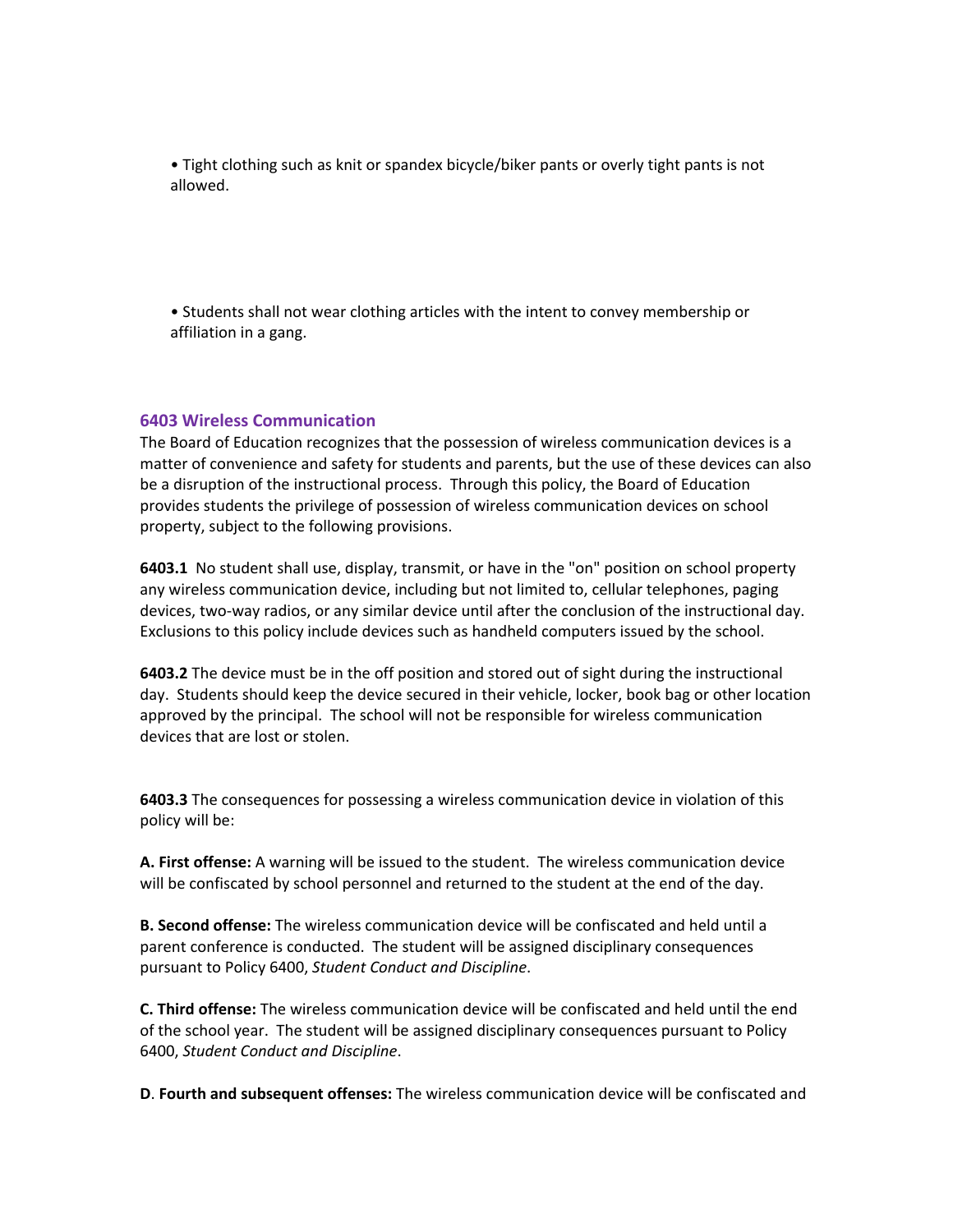- Tight clothing such as knit or spandex bicycle/biker pants or overly tight pants is not allowed.

- Students shall not wear clothing articles with the intent to convey membership or affiliation in a gang.

### 6403 Wireless Communication

The Board of Education recognizes that the possession of wireless communication devices is a matter of convenience and safety for students and parents, but the use of these devices can also be a disruption of the instructional process. Through this policy, the Board of Education provides students the privilege of possession of wireless communication devices on school property, subject to the following provisions.

**6403.1** No student shall use, display, transmit, or have in the "on" position on school property any wireless communication device, including but not limited to, cellular telephones, paging devices, two-way radios, or any similar device until after the conclusion of the instructional day. Exclusions to this policy include devices such as handheld computers issued by the school.

**6403.2** The device must be in the off position and stored out of sight during the instructional day. Students should keep the device secured in their vehicle, locker, book bag or other location approved by the principal. The school will not be responsible for wireless communication devices that are lost or stolen.

**6403.3** The consequences for possessing a wireless communication device in violation of this policy will be:

**A. First offense:** A warning will be issued to the student. The wireless communication device will be confiscated by school personnel and returned to the student at the end of the day.

**B. Second offense:** The wireless communication device will be confiscated and held until a parent conference is conducted. The student will be assigned disciplinary consequences pursuant to Policy 6400, *Student Conduct and Discipline*.

**C. Third offense:** The wireless communication device will be confiscated and held until the end of the school year. The student will be assigned disciplinary consequences pursuant to Policy 6400, *Student Conduct and Discipline*.

**D**. **Fourth and subsequent offenses:** The wireless communication device will be confiscated and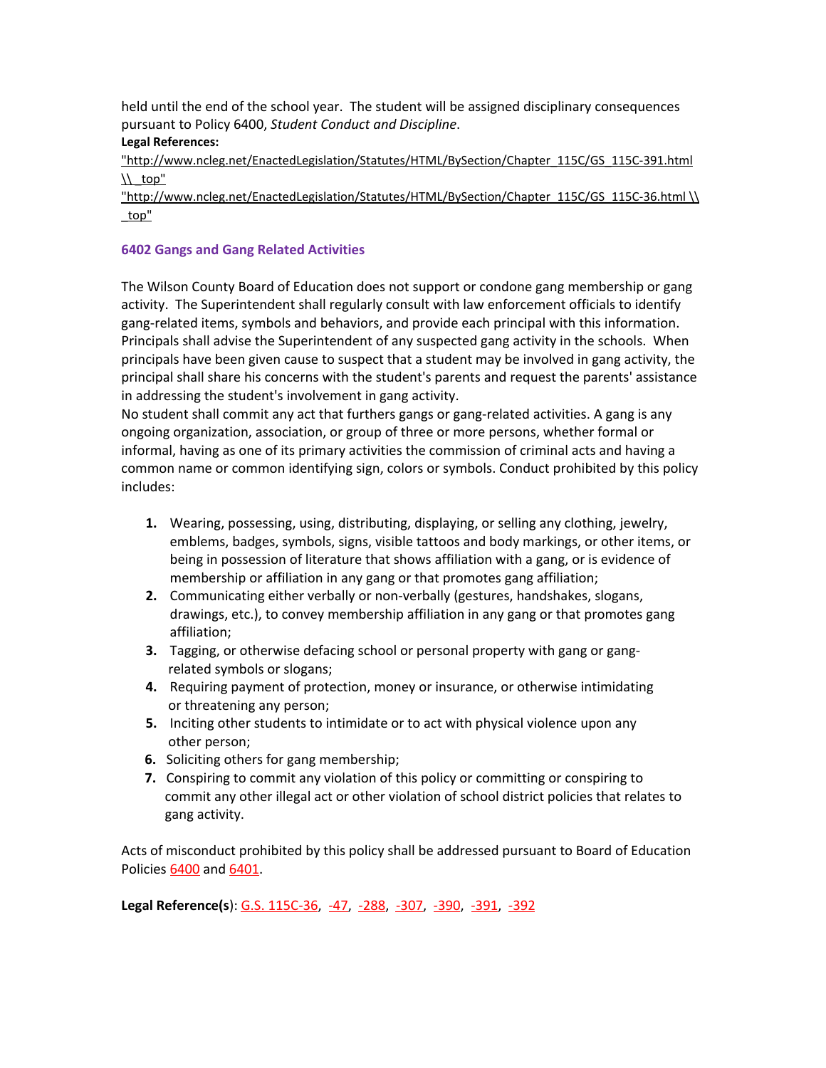held until the end of the school year. The student will be assigned disciplinary consequences pursuant to Policy 6400, *Student Conduct and Discipline*.

**Legal References:**

"http://www.ncleg.net/EnactedLegislation/Statutes/HTML/BySection/Chapter_115C/GS_115C-391.html \\ _top"

"http://www.ncleg.net/EnactedLegislation/Statutes/HTML/BySection/Chapter_115C/GS_115C-36.html \\ _top"

### 6402 Gangs and Gang Related Activities

The Wilson County Board of Education does not support or condone gang membership or gang activity. The Superintendent shall regularly consult with law enforcement officials to identify gang-related items, symbols and behaviors, and provide each principal with this information. Principals shall advise the Superintendent of any suspected gang activity in the schools. When principals have been given cause to suspect that a student may be involved in gang activity, the principal shall share his concerns with the student's parents and request the parents' assistance in addressing the student's involvement in gang activity.

No student shall commit any act that furthers gangs or gang-related activities. A gang is any ongoing organization, association, or group of three or more persons, whether formal or informal, having as one of its primary activities the commission of criminal acts and having a common name or common identifying sign, colors or symbols. Conduct prohibited by this policy includes:

1. Wearing, possessing, using, distributing, displaying, or selling any clothing, jewelry, emblems, badges, symbols, signs, visible tattoos and body markings, or other items, or being in possession of literature that shows affiliation with a gang, or is evidence of membership or affiliation in any gang or that promotes gang affiliation;
2. Communicating either verbally or non-verbally (gestures, handshakes, slogans, drawings, etc.), to convey membership affiliation in any gang or that promotes gang affiliation;
3. Tagging, or otherwise defacing school or personal property with gang or gang-related symbols or slogans;
4. Requiring payment of protection, money or insurance, or otherwise intimidating or threatening any person;
5. Inciting other students to intimidate or to act with physical violence upon any other person;
6. Soliciting others for gang membership;
7. Conspiring to commit any violation of this policy or committing or conspiring to commit any other illegal act or other violation of school district policies that relates to gang activity.

Acts of misconduct prohibited by this policy shall be addressed pursuant to Board of Education Policies 6400 and 6401.

**Legal Reference(s)**: G.S. 115C-36, -47, -288, -307, -390, -391, -392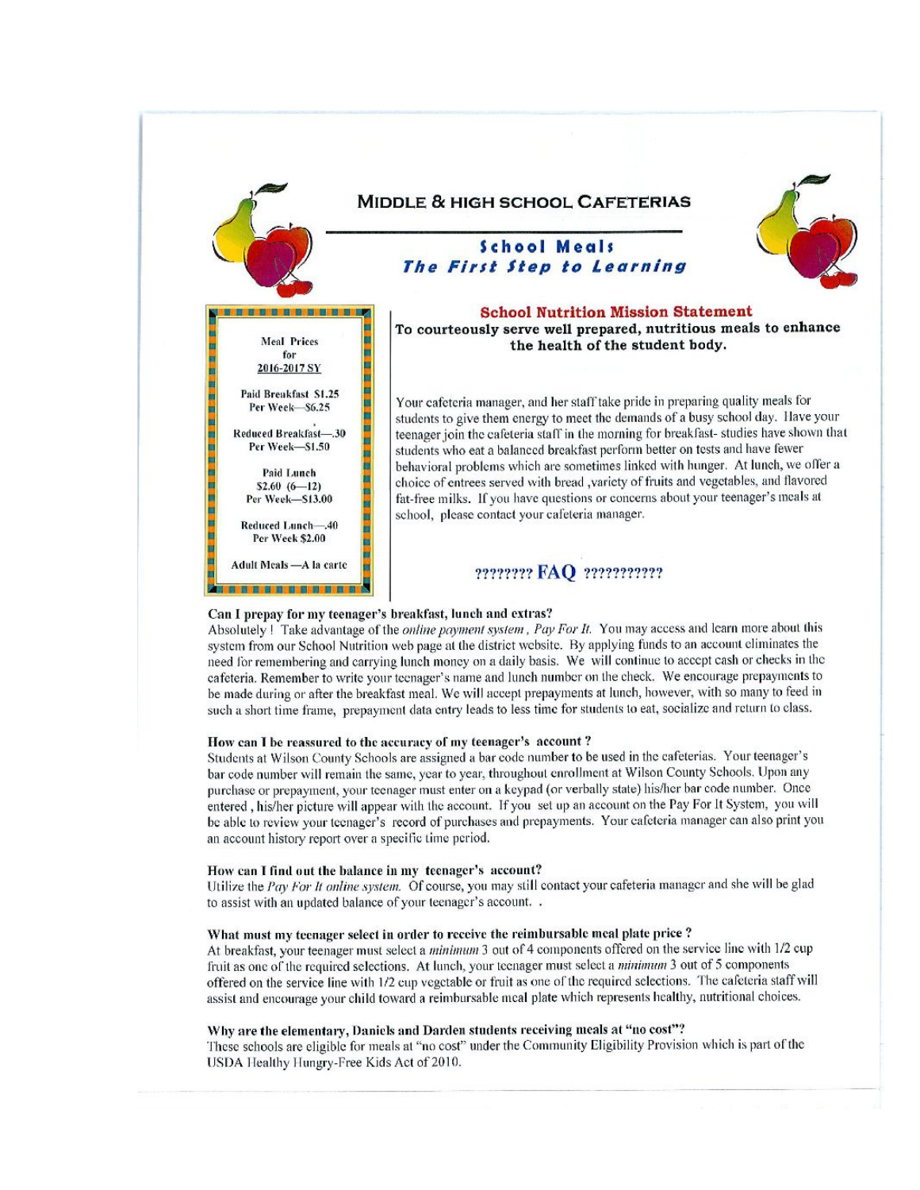# MIDDLE & HIGH SCHOOL CAFETERIAS

## School Meals
## *The First Step to Learning*

Meal Prices for 2016-2017 SY

Paid Breakfast $1.25
Per Week—$6.25

Reduced Breakfast—.30
Per Week—$1.50

Paid Lunch
$2.60 (6—12)
Per Week—$13.00

Reduced Lunch—.40
Per Week $2.00

Adult Meals —A la carte

### School Nutrition Mission Statement

**To courteously serve well prepared, nutritious meals to enhance the health of the student body.**

Your cafeteria manager, and her staff take pride in preparing quality meals for students to give them energy to meet the demands of a busy school day. Have your teenager join the cafeteria staff in the morning for breakfast- studies have shown that students who eat a balanced breakfast perform better on tests and have fewer behavioral problems which are sometimes linked with hunger. At lunch, we offer a choice of entrees served with bread ,variety of fruits and vegetables, and flavored fat-free milks. If you have questions or concerns about your teenager's meals at school, please contact your cafeteria manager.

## ???????? FAQ ???????????

**Can I prepay for my teenager's breakfast, lunch and extras?**

Absolutely ! Take advantage of the *online payment system , Pay For It.* You may access and learn more about this system from our School Nutrition web page at the district website. By applying funds to an account eliminates the need for remembering and carrying lunch money on a daily basis. We will continue to accept cash or checks in the cafeteria. Remember to write your teenager's name and lunch number on the check. We encourage prepayments to be made during or after the breakfast meal. We will accept prepayments at lunch, however, with so many to feed in such a short time frame, prepayment data entry leads to less time for students to eat, socialize and return to class.

**How can I be reassured to the accuracy of my teenager's account ?**

Students at Wilson County Schools are assigned a bar code number to be used in the cafeterias. Your teenager's bar code number will remain the same, year to year, throughout enrollment at Wilson County Schools. Upon any purchase or prepayment, your teenager must enter on a keypad (or verbally state) his/her bar code number. Once entered , his/her picture will appear with the account. If you set up an account on the Pay For It System, you will be able to review your teenager's record of purchases and prepayments. Your cafeteria manager can also print you an account history report over a specific time period.

**How can I find out the balance in my teenager's account?**

Utilize the *Pay For It online system.* Of course, you may still contact your cafeteria manager and she will be glad to assist with an updated balance of your teenager's account. .

**What must my teenager select in order to receive the reimbursable meal plate price ?**

At breakfast, your teenager must select a *minimum* 3 out of 4 components offered on the service line with 1/2 cup fruit as one of the required selections. At lunch, your teenager must select a *minimum* 3 out of 5 components offered on the service line with 1/2 cup vegetable or fruit as one of the required selections. The cafeteria staff will assist and encourage your child toward a reimbursable meal plate which represents healthy, nutritional choices.

**Why are the elementary, Daniels and Darden students receiving meals at "no cost"?**

These schools are eligible for meals at "no cost" under the Community Eligibility Provision which is part of the USDA Healthy Hungry-Free Kids Act of 2010.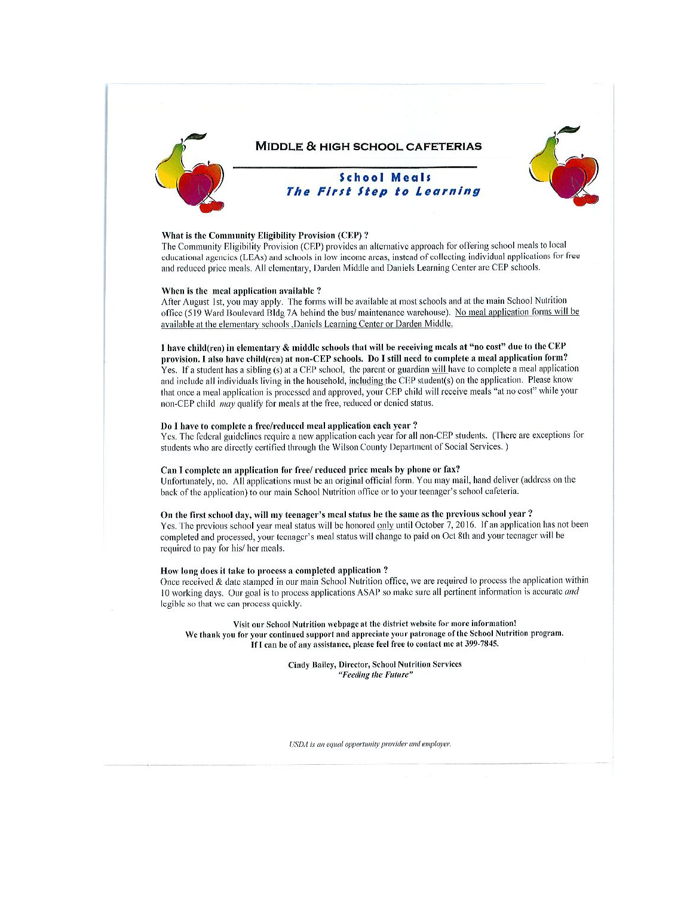# MIDDLE & HIGH SCHOOL CAFETERIAS

## School Meals
### *The First Step to Learning*

**What is the Community Eligibility Provision (CEP) ?**
The Community Eligibility Provision (CEP) provides an alternative approach for offering school meals to local educational agencies (LEAs) and schools in low income areas, instead of collecting individual applications for free and reduced price meals. All elementary, Darden Middle and Daniels Learning Center are CEP schools.

**When is the meal application available ?**
After August 1st, you may apply. The forms will be available at most schools and at the main School Nutrition office (519 Ward Boulevard Bldg 7A behind the bus/ maintenance warehouse). No meal application forms will be available at the elementary schools ,Daniels Learning Center or Darden Middle.

**I have child(ren) in elementary & middle schools that will be receiving meals at "no cost" due to the CEP provision. I also have child(ren) at non-CEP schools. Do I still need to complete a meal application form?**
Yes. If a student has a sibling (s) at a CEP school, the parent or guardian will have to complete a meal application and include all individuals living in the household, including the CEP student(s) on the application. Please know that once a meal application is processed and approved, your CEP child will receive meals "at no cost" while your non-CEP child *may* qualify for meals at the free, reduced or denied status.

**Do I have to complete a free/reduced meal application each year ?**
Yes. The federal guidelines require a new application each year for all non-CEP students. (There are exceptions for students who are directly certified through the Wilson County Department of Social Services. )

**Can I complete an application for free/ reduced price meals by phone or fax?**
Unfortunately, no. All applications must be an original official form. You may mail, hand deliver (address on the back of the application) to our main School Nutrition office or to your teenager's school cafeteria.

**On the first school day, will my teenager's meal status be the same as the previous school year ?**
Yes. The previous school year meal status will be honored only until October 7, 2016. If an application has not been completed and processed, your teenager's meal status will change to paid on Oct 8th and your teenager will be required to pay for his/ her meals.

**How long does it take to process a completed application ?**
Once received & date stamped in our main School Nutrition office, we are required to process the application within 10 working days. Our goal is to process applications ASAP so make sure all pertinent information is accurate *and* legible so that we can process quickly.

**Visit our School Nutrition webpage at the district website for more information!**
**We thank you for your continued support and appreciate your patronage of the School Nutrition program.**
**If I can be of any assistance, please feel free to contact me at 399-7845.**

**Cindy Bailey, Director, School Nutrition Services**
***"Feeding the Future"***

*USDA is an equal opportunity provider and employer.*